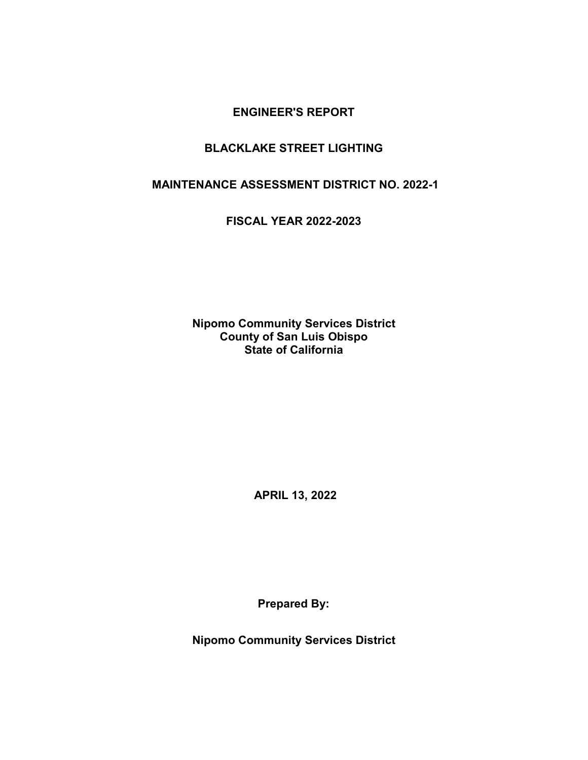# ENGINEER'S REPORT

# BLACKLAKE STREET LIGHTING

# MAINTENANCE ASSESSMENT DISTRICT NO. 2022-1

# FISCAL YEAR 2022-2023

**Nipomo Community Services District**
**County of San Luis Obispo**
**State of California**

**APRIL 13, 2022**

**Prepared By:**

**Nipomo Community Services District**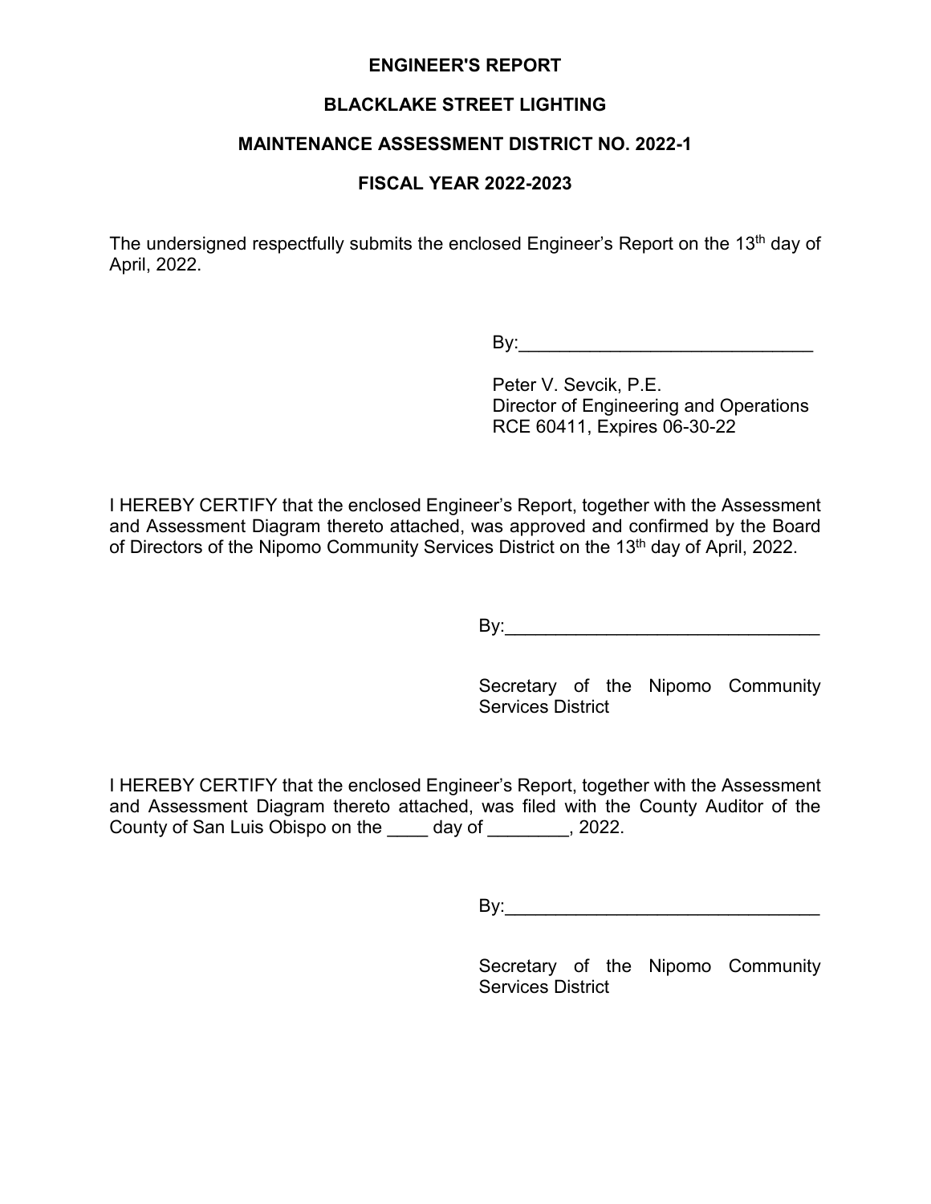# ENGINEER'S REPORT

## BLACKLAKE STREET LIGHTING

## MAINTENANCE ASSESSMENT DISTRICT NO. 2022-1

## FISCAL YEAR 2022-2023

The undersigned respectfully submits the enclosed Engineer's Report on the 13th day of April, 2022.

By:______________________________

Peter V. Sevcik, P.E.
Director of Engineering and Operations
RCE 60411, Expires 06-30-22

I HEREBY CERTIFY that the enclosed Engineer's Report, together with the Assessment and Assessment Diagram thereto attached, was approved and confirmed by the Board of Directors of the Nipomo Community Services District on the 13th day of April, 2022.

By:________________________________

Secretary of the Nipomo Community Services District

I HEREBY CERTIFY that the enclosed Engineer's Report, together with the Assessment and Assessment Diagram thereto attached, was filed with the County Auditor of the County of San Luis Obispo on the ____ day of ________, 2022.

By:________________________________

Secretary of the Nipomo Community Services District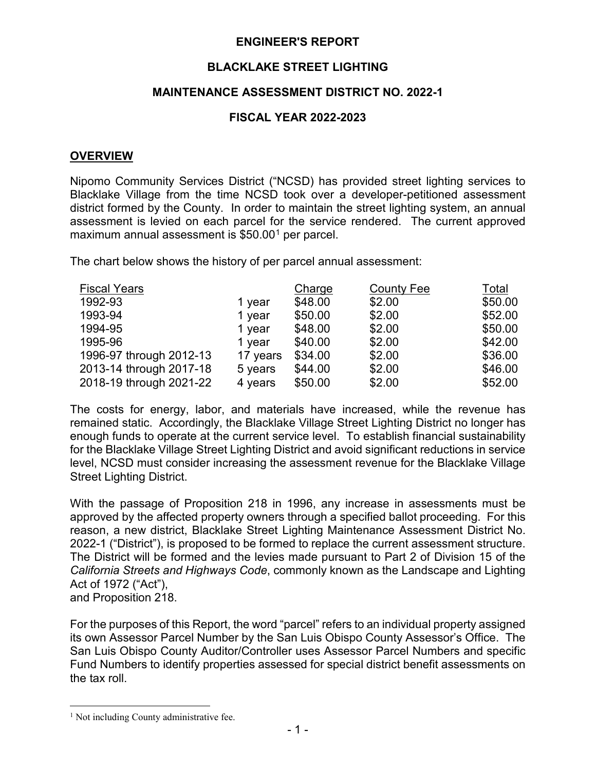# ENGINEER'S REPORT

## BLACKLAKE STREET LIGHTING

## MAINTENANCE ASSESSMENT DISTRICT NO. 2022-1

## FISCAL YEAR 2022-2023

### OVERVIEW

Nipomo Community Services District ("NCSD) has provided street lighting services to Blacklake Village from the time NCSD took over a developer-petitioned assessment district formed by the County. In order to maintain the street lighting system, an annual assessment is levied on each parcel for the service rendered. The current approved maximum annual assessment is $50.00[1] per parcel.

The chart below shows the history of per parcel annual assessment:

| Fiscal Years | | Charge | County Fee | Total |
|---|---|---|---|---|
| 1992-93 | 1 year | $48.00 | $2.00 | $50.00 |
| 1993-94 | 1 year | $50.00 | $2.00 | $52.00 |
| 1994-95 | 1 year | $48.00 | $2.00 | $50.00 |
| 1995-96 | 1 year | $40.00 | $2.00 | $42.00 |
| 1996-97 through 2012-13 | 17 years | $34.00 | $2.00 | $36.00 |
| 2013-14 through 2017-18 | 5 years | $44.00 | $2.00 | $46.00 |
| 2018-19 through 2021-22 | 4 years | $50.00 | $2.00 | $52.00 |

The costs for energy, labor, and materials have increased, while the revenue has remained static. Accordingly, the Blacklake Village Street Lighting District no longer has enough funds to operate at the current service level. To establish financial sustainability for the Blacklake Village Street Lighting District and avoid significant reductions in service level, NCSD must consider increasing the assessment revenue for the Blacklake Village Street Lighting District.

With the passage of Proposition 218 in 1996, any increase in assessments must be approved by the affected property owners through a specified ballot proceeding. For this reason, a new district, Blacklake Street Lighting Maintenance Assessment District No. 2022-1 ("District"), is proposed to be formed to replace the current assessment structure. The District will be formed and the levies made pursuant to Part 2 of Division 15 of the *California Streets and Highways Code*, commonly known as the Landscape and Lighting Act of 1972 ("Act"),
and Proposition 218.

For the purposes of this Report, the word "parcel" refers to an individual property assigned its own Assessor Parcel Number by the San Luis Obispo County Assessor's Office. The San Luis Obispo County Auditor/Controller uses Assessor Parcel Numbers and specific Fund Numbers to identify properties assessed for special district benefit assessments on the tax roll.

[1] Not including County administrative fee.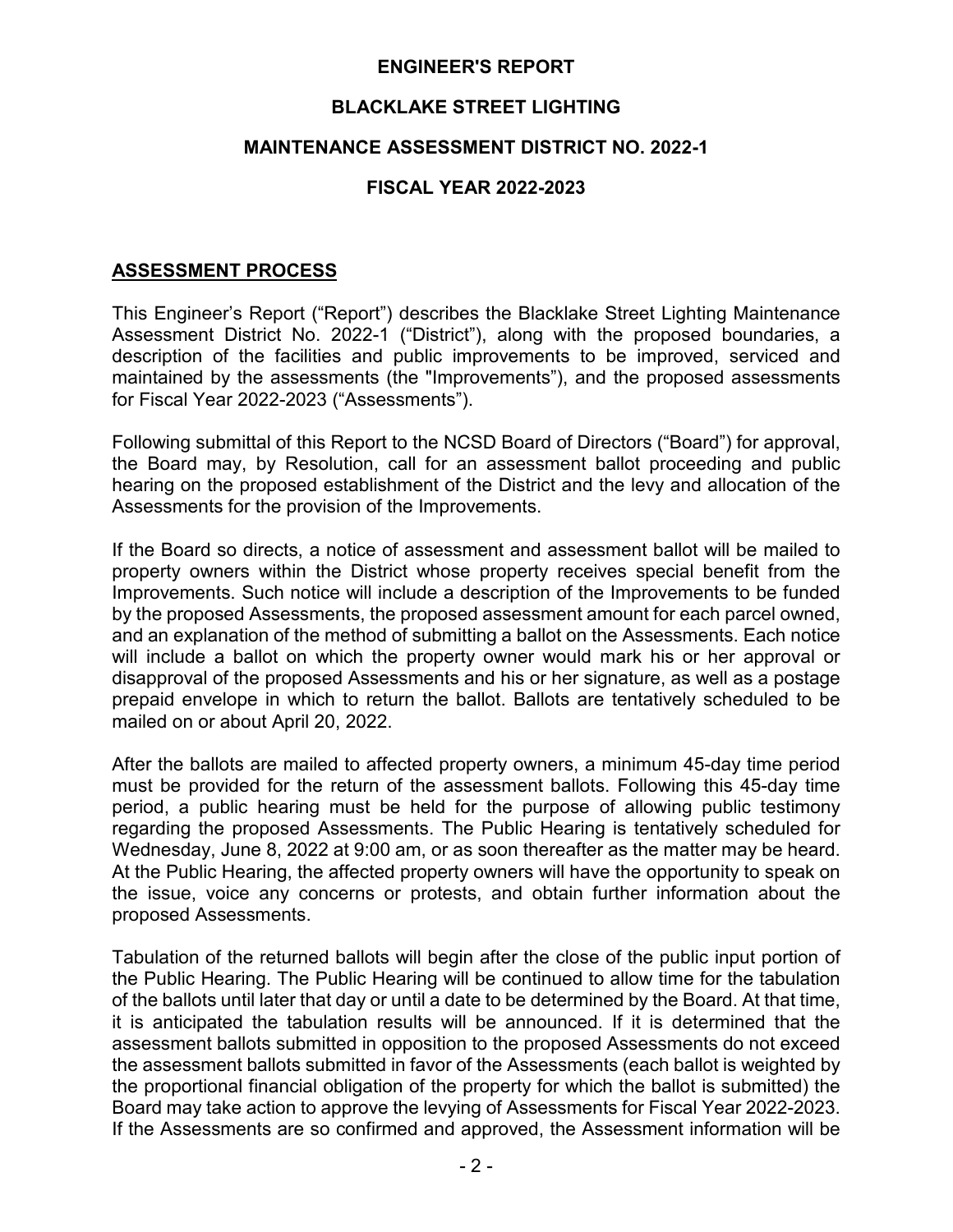# ENGINEER'S REPORT

# BLACKLAKE STREET LIGHTING

# MAINTENANCE ASSESSMENT DISTRICT NO. 2022-1

# FISCAL YEAR 2022-2023

## ASSESSMENT PROCESS

This Engineer's Report ("Report") describes the Blacklake Street Lighting Maintenance Assessment District No. 2022-1 ("District"), along with the proposed boundaries, a description of the facilities and public improvements to be improved, serviced and maintained by the assessments (the "Improvements"), and the proposed assessments for Fiscal Year 2022-2023 ("Assessments").

Following submittal of this Report to the NCSD Board of Directors ("Board") for approval, the Board may, by Resolution, call for an assessment ballot proceeding and public hearing on the proposed establishment of the District and the levy and allocation of the Assessments for the provision of the Improvements.

If the Board so directs, a notice of assessment and assessment ballot will be mailed to property owners within the District whose property receives special benefit from the Improvements. Such notice will include a description of the Improvements to be funded by the proposed Assessments, the proposed assessment amount for each parcel owned, and an explanation of the method of submitting a ballot on the Assessments. Each notice will include a ballot on which the property owner would mark his or her approval or disapproval of the proposed Assessments and his or her signature, as well as a postage prepaid envelope in which to return the ballot. Ballots are tentatively scheduled to be mailed on or about April 20, 2022.

After the ballots are mailed to affected property owners, a minimum 45-day time period must be provided for the return of the assessment ballots. Following this 45-day time period, a public hearing must be held for the purpose of allowing public testimony regarding the proposed Assessments. The Public Hearing is tentatively scheduled for Wednesday, June 8, 2022 at 9:00 am, or as soon thereafter as the matter may be heard. At the Public Hearing, the affected property owners will have the opportunity to speak on the issue, voice any concerns or protests, and obtain further information about the proposed Assessments.

Tabulation of the returned ballots will begin after the close of the public input portion of the Public Hearing. The Public Hearing will be continued to allow time for the tabulation of the ballots until later that day or until a date to be determined by the Board. At that time, it is anticipated the tabulation results will be announced. If it is determined that the assessment ballots submitted in opposition to the proposed Assessments do not exceed the assessment ballots submitted in favor of the Assessments (each ballot is weighted by the proportional financial obligation of the property for which the ballot is submitted) the Board may take action to approve the levying of Assessments for Fiscal Year 2022-2023. If the Assessments are so confirmed and approved, the Assessment information will be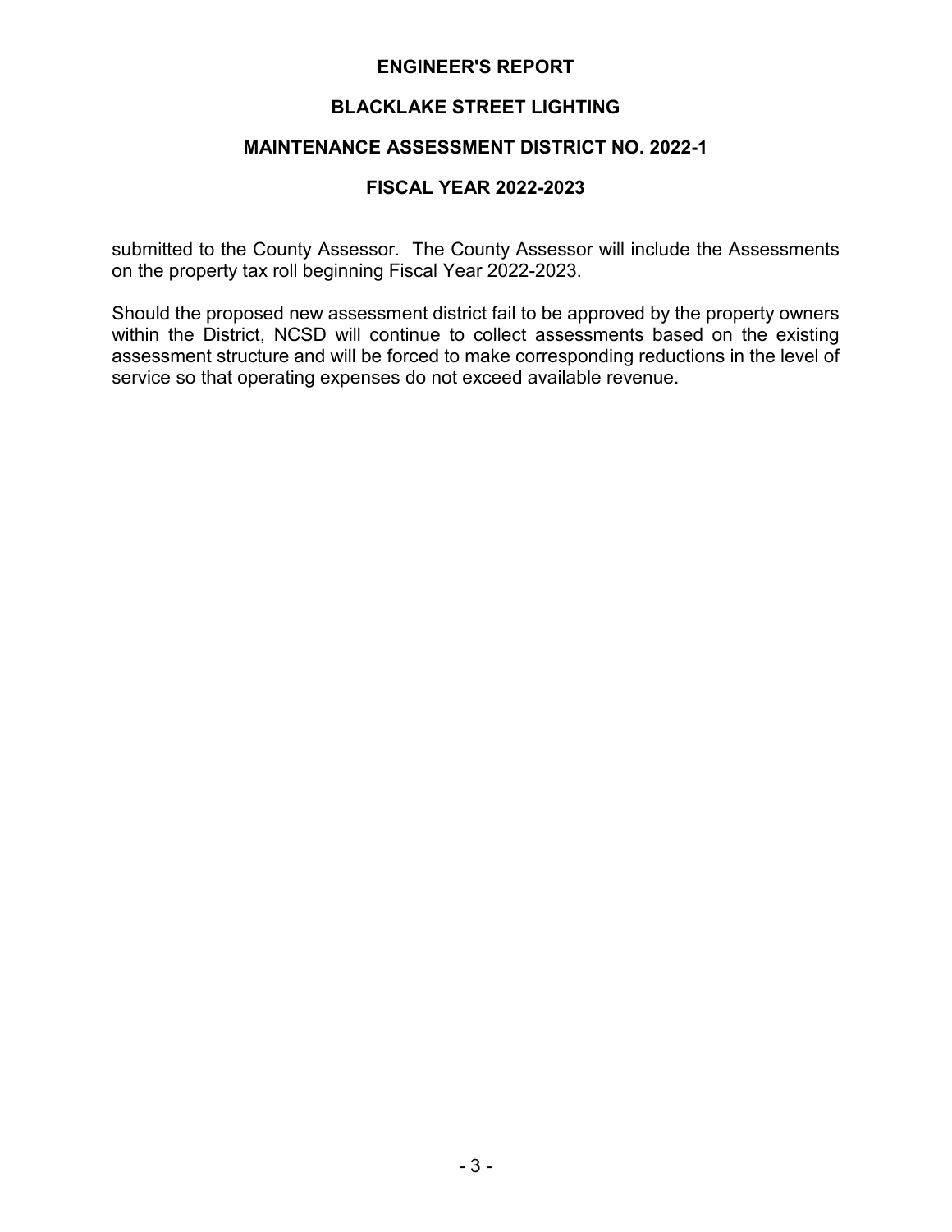submitted to the County Assessor. The County Assessor will include the Assessments on the property tax roll beginning Fiscal Year 2022-2023.

Should the proposed new assessment district fail to be approved by the property owners within the District, NCSD will continue to collect assessments based on the existing assessment structure and will be forced to make corresponding reductions in the level of service so that operating expenses do not exceed available revenue.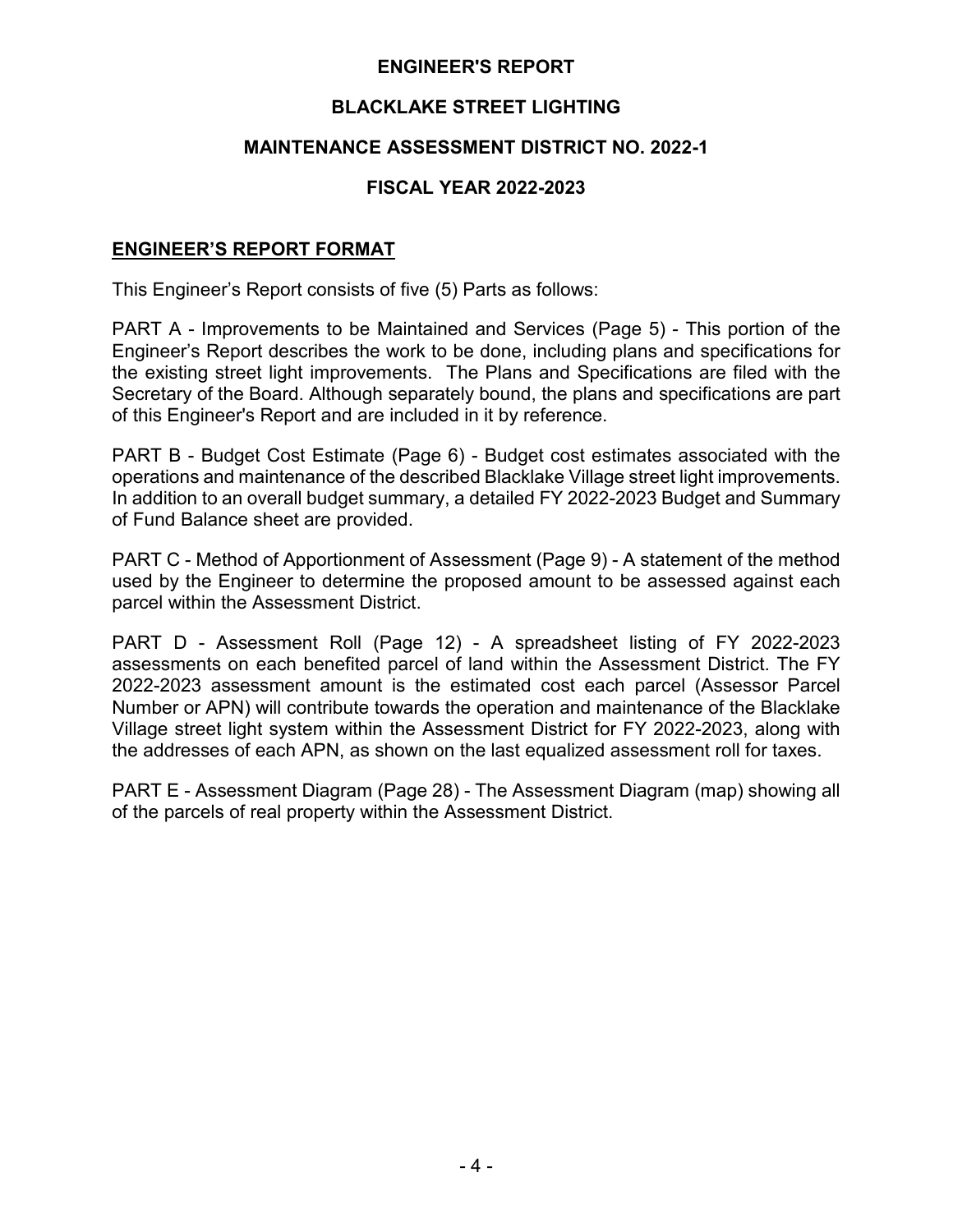# ENGINEER'S REPORT

## BLACKLAKE STREET LIGHTING

## MAINTENANCE ASSESSMENT DISTRICT NO. 2022-1

## FISCAL YEAR 2022-2023

### ENGINEER'S REPORT FORMAT

This Engineer's Report consists of five (5) Parts as follows:

PART A - Improvements to be Maintained and Services (Page 5) - This portion of the Engineer's Report describes the work to be done, including plans and specifications for the existing street light improvements. The Plans and Specifications are filed with the Secretary of the Board. Although separately bound, the plans and specifications are part of this Engineer's Report and are included in it by reference.

PART B - Budget Cost Estimate (Page 6) - Budget cost estimates associated with the operations and maintenance of the described Blacklake Village street light improvements. In addition to an overall budget summary, a detailed FY 2022-2023 Budget and Summary of Fund Balance sheet are provided.

PART C - Method of Apportionment of Assessment (Page 9) - A statement of the method used by the Engineer to determine the proposed amount to be assessed against each parcel within the Assessment District.

PART D - Assessment Roll (Page 12) - A spreadsheet listing of FY 2022-2023 assessments on each benefited parcel of land within the Assessment District. The FY 2022-2023 assessment amount is the estimated cost each parcel (Assessor Parcel Number or APN) will contribute towards the operation and maintenance of the Blacklake Village street light system within the Assessment District for FY 2022-2023, along with the addresses of each APN, as shown on the last equalized assessment roll for taxes.

PART E - Assessment Diagram (Page 28) - The Assessment Diagram (map) showing all of the parcels of real property within the Assessment District.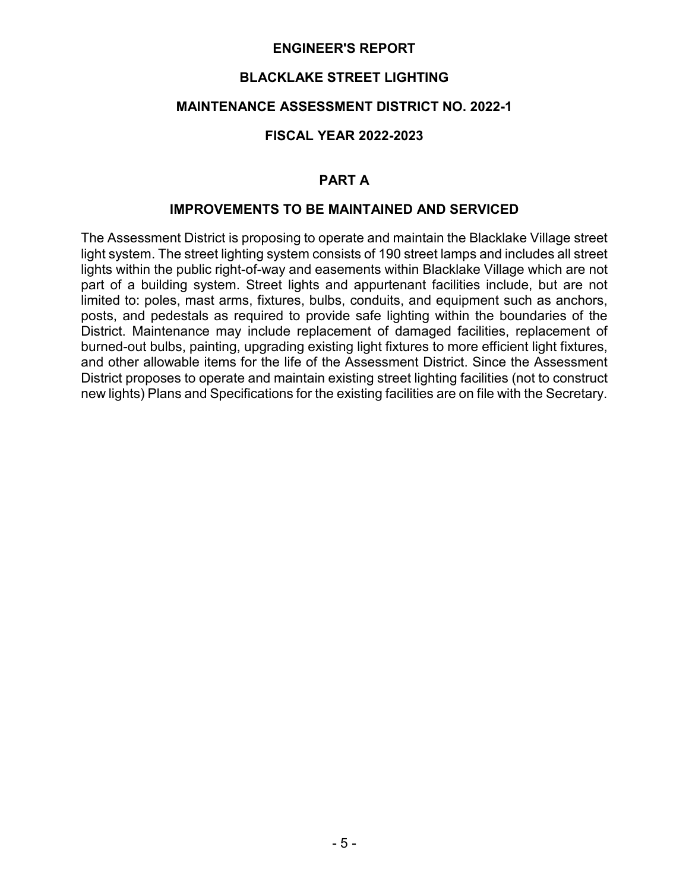# ENGINEER'S REPORT

## BLACKLAKE STREET LIGHTING

## MAINTENANCE ASSESSMENT DISTRICT NO. 2022-1

## FISCAL YEAR 2022-2023

### PART A

### IMPROVEMENTS TO BE MAINTAINED AND SERVICED

The Assessment District is proposing to operate and maintain the Blacklake Village street light system. The street lighting system consists of 190 street lamps and includes all street lights within the public right-of-way and easements within Blacklake Village which are not part of a building system. Street lights and appurtenant facilities include, but are not limited to: poles, mast arms, fixtures, bulbs, conduits, and equipment such as anchors, posts, and pedestals as required to provide safe lighting within the boundaries of the District. Maintenance may include replacement of damaged facilities, replacement of burned-out bulbs, painting, upgrading existing light fixtures to more efficient light fixtures, and other allowable items for the life of the Assessment District. Since the Assessment District proposes to operate and maintain existing street lighting facilities (not to construct new lights) Plans and Specifications for the existing facilities are on file with the Secretary.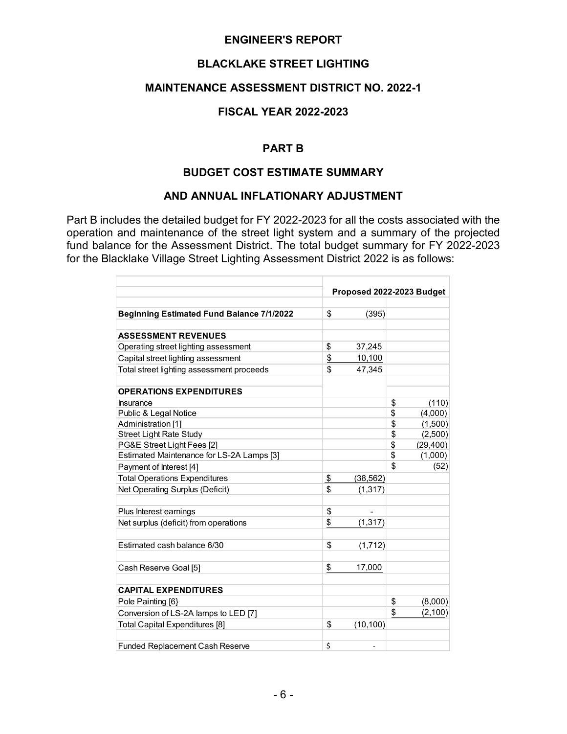# ENGINEER'S REPORT

## BLACKLAKE STREET LIGHTING

## MAINTENANCE ASSESSMENT DISTRICT NO. 2022-1

## FISCAL YEAR 2022-2023

## PART B

## BUDGET COST ESTIMATE SUMMARY

## AND ANNUAL INFLATIONARY ADJUSTMENT

Part B includes the detailed budget for FY 2022-2023 for all the costs associated with the operation and maintenance of the street light system and a summary of the projected fund balance for the Assessment District. The total budget summary for FY 2022-2023 for the Blacklake Village Street Lighting Assessment District 2022 is as follows:

| | Proposed 2022-2023 Budget | |
|---|---|---|
| **Beginning Estimated Fund Balance 7/1/2022** | $ (395) | |
| **ASSESSMENT REVENUES** | | |
| Operating street lighting assessment | $ 37,245 | |
| Capital street lighting assessment | $ 10,100 | |
| Total street lighting assessment proceeds | $ 47,345 | |
| **OPERATIONS EXPENDITURES** | | |
| Insurance | | $ (110) |
| Public & Legal Notice | | $ (4,000) |
| Administration [1] | | $ (1,500) |
| Street Light Rate Study | | $ (2,500) |
| PG&E Street Light Fees [2] | | $ (29,400) |
| Estimated Maintenance for LS-2A Lamps [3] | | $ (1,000) |
| Payment of Interest [4] | | $ (52) |
| Total Operations Expenditures | $ (38,562) | |
| Net Operating Surplus (Deficit) | $ (1,317) | |
| Plus Interest earnings | $ - | |
| Net surplus (deficit) from operations | $ (1,317) | |
| Estimated cash balance 6/30 | $ (1,712) | |
| Cash Reserve Goal [5] | $ 17,000 | |
| **CAPITAL EXPENDITURES** | | |
| Pole Painting [6} | | $ (8,000) |
| Conversion of LS-2A lamps to LED [7] | | $ (2,100) |
| Total Capital Expenditures [8] | $ (10,100) | |
| Funded Replacement Cash Reserve | $ - | |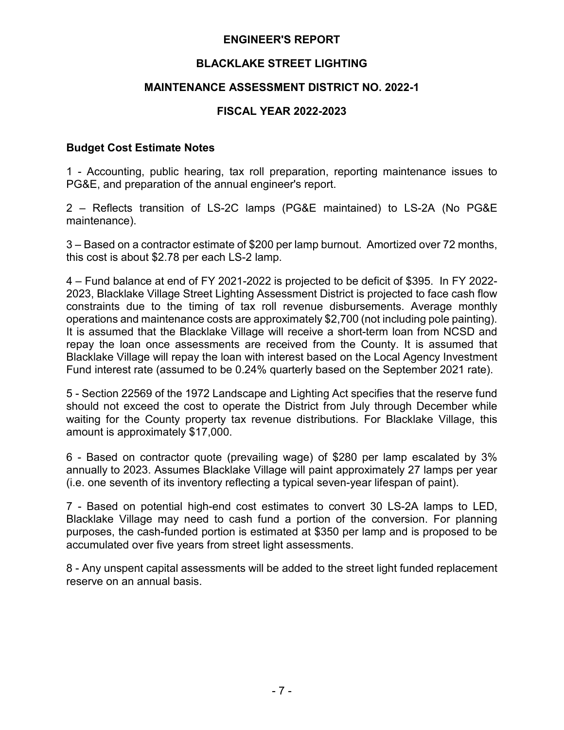# ENGINEER'S REPORT

## BLACKLAKE STREET LIGHTING

## MAINTENANCE ASSESSMENT DISTRICT NO. 2022-1

## FISCAL YEAR 2022-2023

**Budget Cost Estimate Notes**

1 - Accounting, public hearing, tax roll preparation, reporting maintenance issues to PG&E, and preparation of the annual engineer's report.

2 – Reflects transition of LS-2C lamps (PG&E maintained) to LS-2A (No PG&E maintenance).

3 – Based on a contractor estimate of $200 per lamp burnout. Amortized over 72 months, this cost is about $2.78 per each LS-2 lamp.

4 – Fund balance at end of FY 2021-2022 is projected to be deficit of $395. In FY 2022-2023, Blacklake Village Street Lighting Assessment District is projected to face cash flow constraints due to the timing of tax roll revenue disbursements. Average monthly operations and maintenance costs are approximately $2,700 (not including pole painting). It is assumed that the Blacklake Village will receive a short-term loan from NCSD and repay the loan once assessments are received from the County. It is assumed that Blacklake Village will repay the loan with interest based on the Local Agency Investment Fund interest rate (assumed to be 0.24% quarterly based on the September 2021 rate).

5 - Section 22569 of the 1972 Landscape and Lighting Act specifies that the reserve fund should not exceed the cost to operate the District from July through December while waiting for the County property tax revenue distributions. For Blacklake Village, this amount is approximately $17,000.

6 - Based on contractor quote (prevailing wage) of $280 per lamp escalated by 3% annually to 2023. Assumes Blacklake Village will paint approximately 27 lamps per year (i.e. one seventh of its inventory reflecting a typical seven-year lifespan of paint).

7 - Based on potential high-end cost estimates to convert 30 LS-2A lamps to LED, Blacklake Village may need to cash fund a portion of the conversion. For planning purposes, the cash-funded portion is estimated at $350 per lamp and is proposed to be accumulated over five years from street light assessments.

8 - Any unspent capital assessments will be added to the street light funded replacement reserve on an annual basis.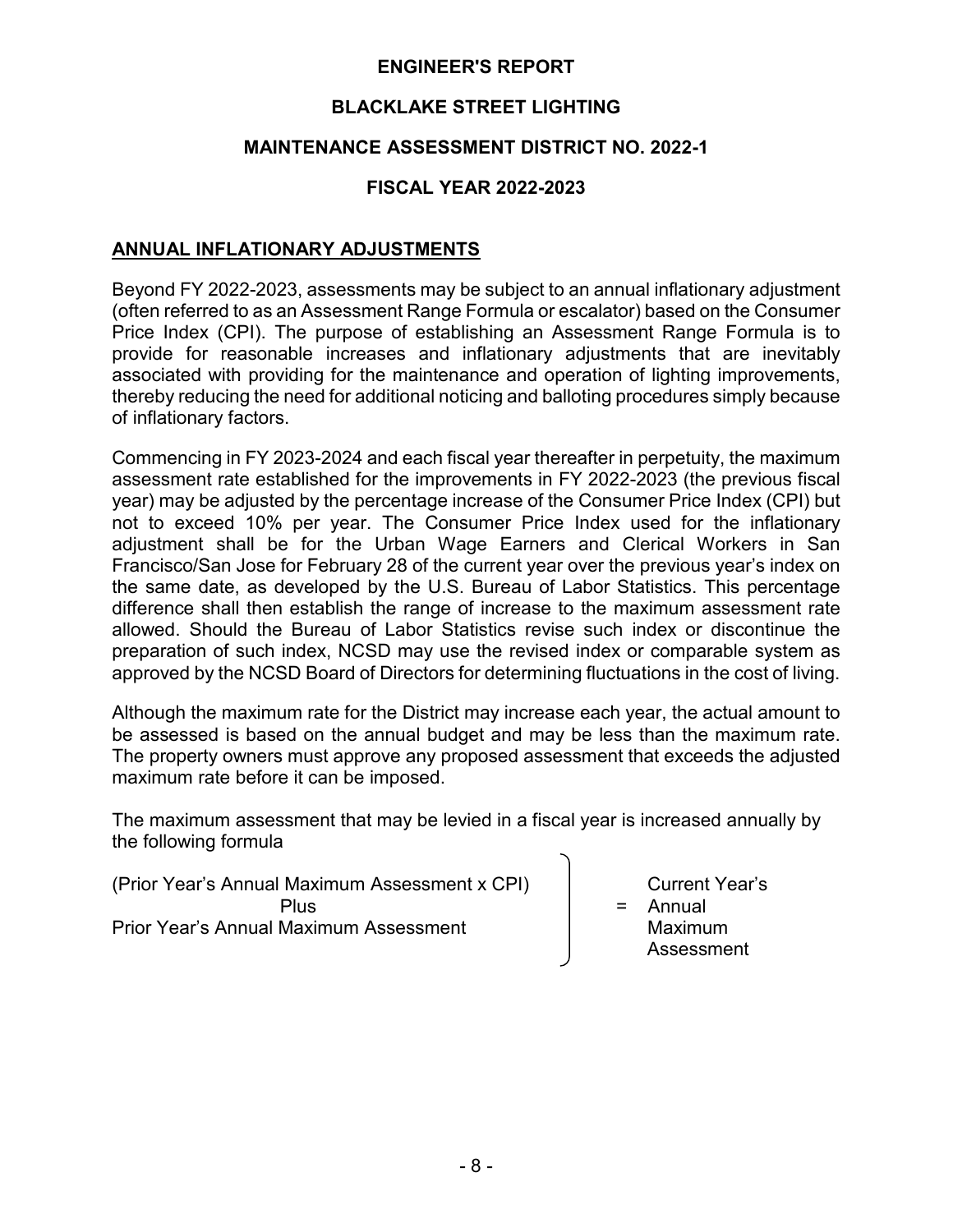## ENGINEER'S REPORT

## BLACKLAKE STREET LIGHTING

## MAINTENANCE ASSESSMENT DISTRICT NO. 2022-1

## FISCAL YEAR 2022-2023

### ANNUAL INFLATIONARY ADJUSTMENTS

Beyond FY 2022-2023, assessments may be subject to an annual inflationary adjustment (often referred to as an Assessment Range Formula or escalator) based on the Consumer Price Index (CPI). The purpose of establishing an Assessment Range Formula is to provide for reasonable increases and inflationary adjustments that are inevitably associated with providing for the maintenance and operation of lighting improvements, thereby reducing the need for additional noticing and balloting procedures simply because of inflationary factors.

Commencing in FY 2023-2024 and each fiscal year thereafter in perpetuity, the maximum assessment rate established for the improvements in FY 2022-2023 (the previous fiscal year) may be adjusted by the percentage increase of the Consumer Price Index (CPI) but not to exceed 10% per year. The Consumer Price Index used for the inflationary adjustment shall be for the Urban Wage Earners and Clerical Workers in San Francisco/San Jose for February 28 of the current year over the previous year's index on the same date, as developed by the U.S. Bureau of Labor Statistics. This percentage difference shall then establish the range of increase to the maximum assessment rate allowed. Should the Bureau of Labor Statistics revise such index or discontinue the preparation of such index, NCSD may use the revised index or comparable system as approved by the NCSD Board of Directors for determining fluctuations in the cost of living.

Although the maximum rate for the District may increase each year, the actual amount to be assessed is based on the annual budget and may be less than the maximum rate. The property owners must approve any proposed assessment that exceeds the adjusted maximum rate before it can be imposed.

The maximum assessment that may be levied in a fiscal year is increased annually by the following formula

(Prior Year's Annual Maximum Assessment x CPI)
Plus
Prior Year's Annual Maximum Assessment
= Current Year's Annual Maximum Assessment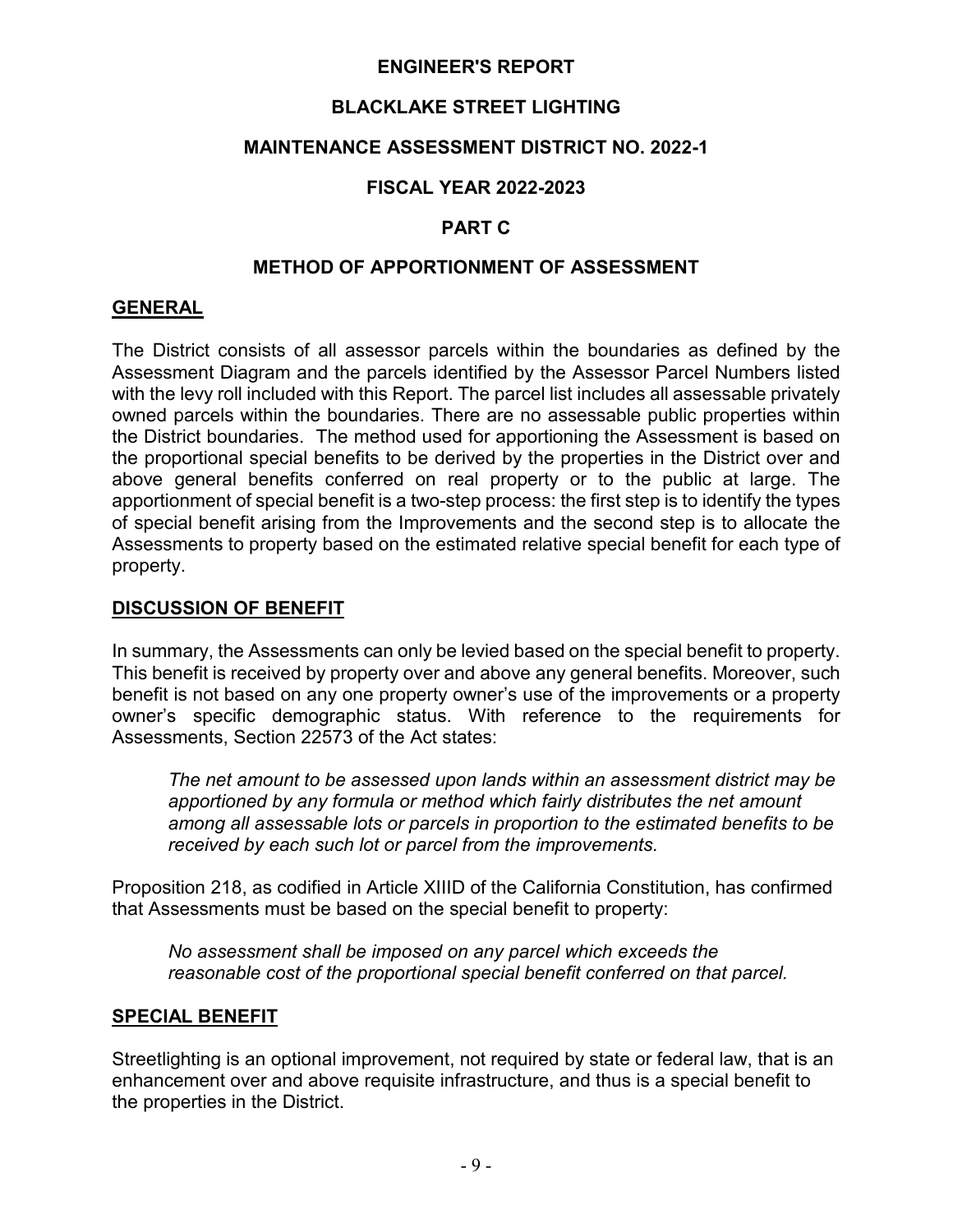# ENGINEER'S REPORT

## BLACKLAKE STREET LIGHTING

## MAINTENANCE ASSESSMENT DISTRICT NO. 2022-1

## FISCAL YEAR 2022-2023

## PART C

## METHOD OF APPORTIONMENT OF ASSESSMENT

### GENERAL

The District consists of all assessor parcels within the boundaries as defined by the Assessment Diagram and the parcels identified by the Assessor Parcel Numbers listed with the levy roll included with this Report. The parcel list includes all assessable privately owned parcels within the boundaries. There are no assessable public properties within the District boundaries. The method used for apportioning the Assessment is based on the proportional special benefits to be derived by the properties in the District over and above general benefits conferred on real property or to the public at large. The apportionment of special benefit is a two-step process: the first step is to identify the types of special benefit arising from the Improvements and the second step is to allocate the Assessments to property based on the estimated relative special benefit for each type of property.

### DISCUSSION OF BENEFIT

In summary, the Assessments can only be levied based on the special benefit to property. This benefit is received by property over and above any general benefits. Moreover, such benefit is not based on any one property owner's use of the improvements or a property owner's specific demographic status. With reference to the requirements for Assessments, Section 22573 of the Act states:

> *The net amount to be assessed upon lands within an assessment district may be apportioned by any formula or method which fairly distributes the net amount among all assessable lots or parcels in proportion to the estimated benefits to be received by each such lot or parcel from the improvements.*

Proposition 218, as codified in Article XIIID of the California Constitution, has confirmed that Assessments must be based on the special benefit to property:

> *No assessment shall be imposed on any parcel which exceeds the reasonable cost of the proportional special benefit conferred on that parcel.*

### SPECIAL BENEFIT

Streetlighting is an optional improvement, not required by state or federal law, that is an enhancement over and above requisite infrastructure, and thus is a special benefit to the properties in the District.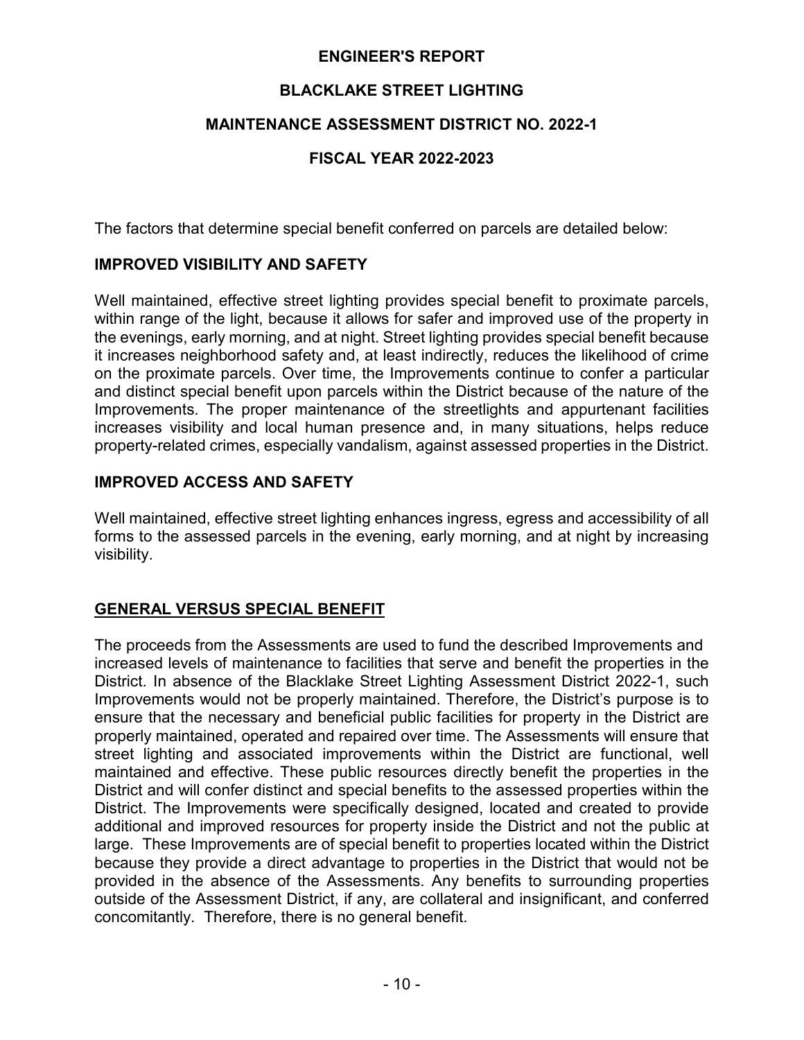The factors that determine special benefit conferred on parcels are detailed below:

## IMPROVED VISIBILITY AND SAFETY

Well maintained, effective street lighting provides special benefit to proximate parcels, within range of the light, because it allows for safer and improved use of the property in the evenings, early morning, and at night. Street lighting provides special benefit because it increases neighborhood safety and, at least indirectly, reduces the likelihood of crime on the proximate parcels. Over time, the Improvements continue to confer a particular and distinct special benefit upon parcels within the District because of the nature of the Improvements. The proper maintenance of the streetlights and appurtenant facilities increases visibility and local human presence and, in many situations, helps reduce property-related crimes, especially vandalism, against assessed properties in the District.

## IMPROVED ACCESS AND SAFETY

Well maintained, effective street lighting enhances ingress, egress and accessibility of all forms to the assessed parcels in the evening, early morning, and at night by increasing visibility.

## GENERAL VERSUS SPECIAL BENEFIT

The proceeds from the Assessments are used to fund the described Improvements and increased levels of maintenance to facilities that serve and benefit the properties in the District. In absence of the Blacklake Street Lighting Assessment District 2022-1, such Improvements would not be properly maintained. Therefore, the District's purpose is to ensure that the necessary and beneficial public facilities for property in the District are properly maintained, operated and repaired over time. The Assessments will ensure that street lighting and associated improvements within the District are functional, well maintained and effective. These public resources directly benefit the properties in the District and will confer distinct and special benefits to the assessed properties within the District. The Improvements were specifically designed, located and created to provide additional and improved resources for property inside the District and not the public at large. These Improvements are of special benefit to properties located within the District because they provide a direct advantage to properties in the District that would not be provided in the absence of the Assessments. Any benefits to surrounding properties outside of the Assessment District, if any, are collateral and insignificant, and conferred concomitantly. Therefore, there is no general benefit.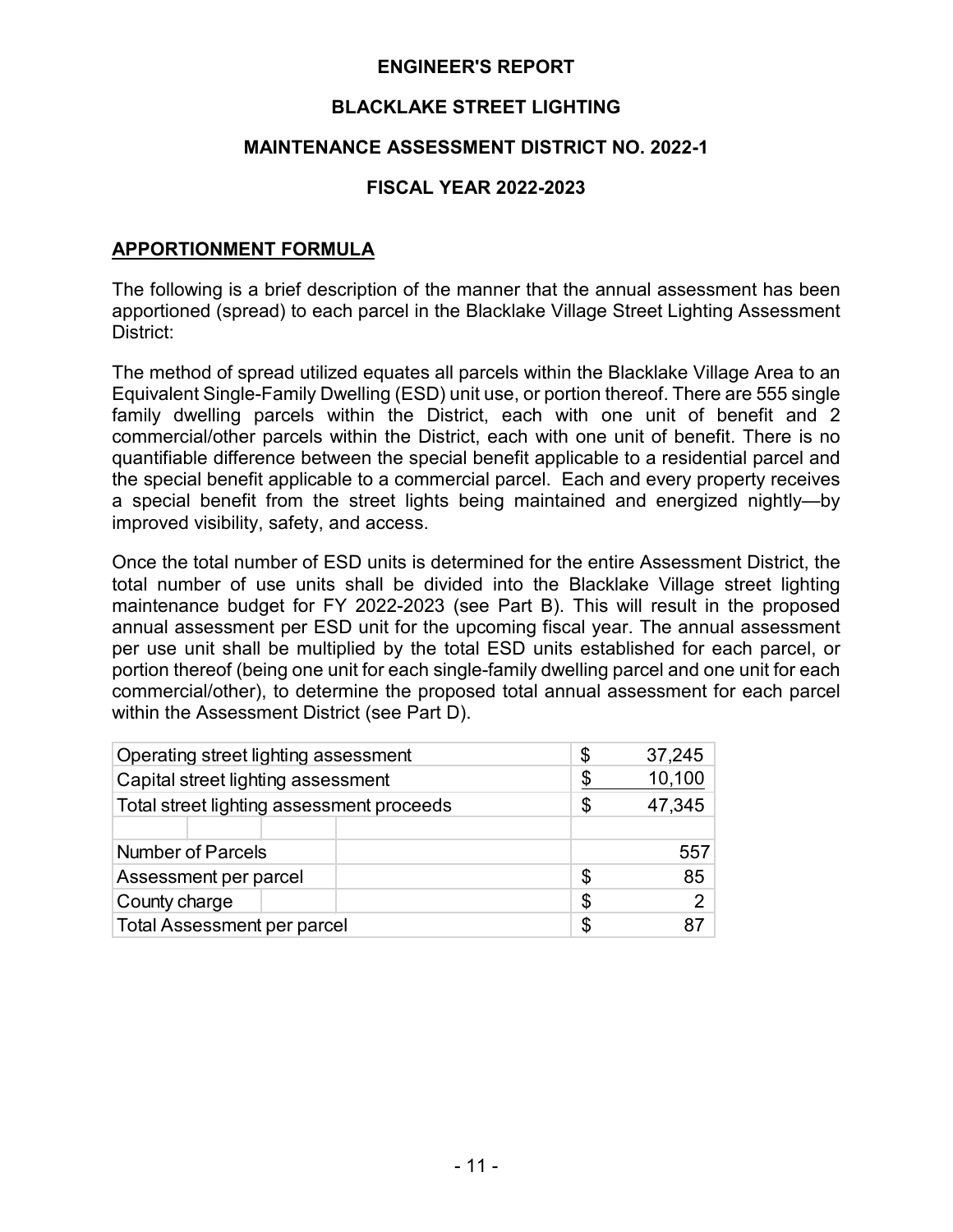# ENGINEER'S REPORT

## BLACKLAKE STREET LIGHTING

## MAINTENANCE ASSESSMENT DISTRICT NO. 2022-1

## FISCAL YEAR 2022-2023

### APPORTIONMENT FORMULA

The following is a brief description of the manner that the annual assessment has been apportioned (spread) to each parcel in the Blacklake Village Street Lighting Assessment District:

The method of spread utilized equates all parcels within the Blacklake Village Area to an Equivalent Single-Family Dwelling (ESD) unit use, or portion thereof. There are 555 single family dwelling parcels within the District, each with one unit of benefit and 2 commercial/other parcels within the District, each with one unit of benefit. There is no quantifiable difference between the special benefit applicable to a residential parcel and the special benefit applicable to a commercial parcel. Each and every property receives a special benefit from the street lights being maintained and energized nightly—by improved visibility, safety, and access.

Once the total number of ESD units is determined for the entire Assessment District, the total number of use units shall be divided into the Blacklake Village street lighting maintenance budget for FY 2022-2023 (see Part B). This will result in the proposed annual assessment per ESD unit for the upcoming fiscal year. The annual assessment per use unit shall be multiplied by the total ESD units established for each parcel, or portion thereof (being one unit for each single-family dwelling parcel and one unit for each commercial/other), to determine the proposed total annual assessment for each parcel within the Assessment District (see Part D).

| | | |
|---|---|---|
| Operating street lighting assessment | $ | 37,245 |
| Capital street lighting assessment | $ | 10,100 |
| Total street lighting assessment proceeds | $ | 47,345 |
| | | |
| Number of Parcels | | 557 |
| Assessment per parcel | $ | 85 |
| County charge | $ | 2 |
| Total Assessment per parcel | $ | 87 |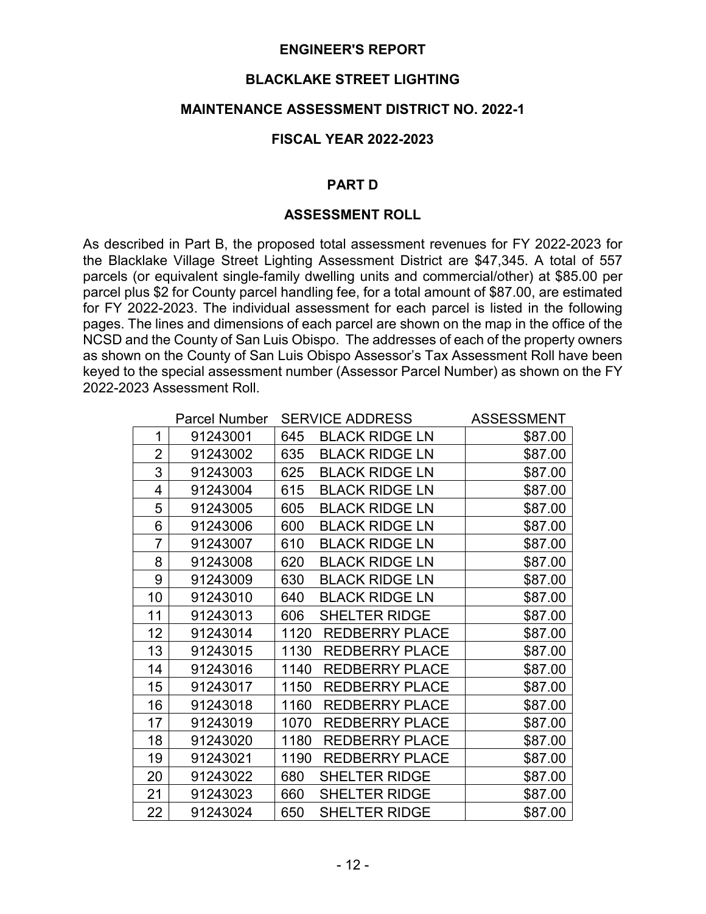**ENGINEER'S REPORT**

**BLACKLAKE STREET LIGHTING**

**MAINTENANCE ASSESSMENT DISTRICT NO. 2022-1**

**FISCAL YEAR 2022-2023**

## PART D

## ASSESSMENT ROLL

As described in Part B, the proposed total assessment revenues for FY 2022-2023 for the Blacklake Village Street Lighting Assessment District are $47,345. A total of 557 parcels (or equivalent single-family dwelling units and commercial/other) at $85.00 per parcel plus $2 for County parcel handling fee, for a total amount of $87.00, are estimated for FY 2022-2023. The individual assessment for each parcel is listed in the following pages. The lines and dimensions of each parcel are shown on the map in the office of the NCSD and the County of San Luis Obispo. The addresses of each of the property owners as shown on the County of San Luis Obispo Assessor's Tax Assessment Roll have been keyed to the special assessment number (Assessor Parcel Number) as shown on the FY 2022-2023 Assessment Roll.

| | Parcel Number | SERVICE ADDRESS | ASSESSMENT |
|---|---|---|---|
| 1 | 91243001 | 645 BLACK RIDGE LN | $87.00 |
| 2 | 91243002 | 635 BLACK RIDGE LN | $87.00 |
| 3 | 91243003 | 625 BLACK RIDGE LN | $87.00 |
| 4 | 91243004 | 615 BLACK RIDGE LN | $87.00 |
| 5 | 91243005 | 605 BLACK RIDGE LN | $87.00 |
| 6 | 91243006 | 600 BLACK RIDGE LN | $87.00 |
| 7 | 91243007 | 610 BLACK RIDGE LN | $87.00 |
| 8 | 91243008 | 620 BLACK RIDGE LN | $87.00 |
| 9 | 91243009 | 630 BLACK RIDGE LN | $87.00 |
| 10 | 91243010 | 640 BLACK RIDGE LN | $87.00 |
| 11 | 91243013 | 606 SHELTER RIDGE | $87.00 |
| 12 | 91243014 | 1120 REDBERRY PLACE | $87.00 |
| 13 | 91243015 | 1130 REDBERRY PLACE | $87.00 |
| 14 | 91243016 | 1140 REDBERRY PLACE | $87.00 |
| 15 | 91243017 | 1150 REDBERRY PLACE | $87.00 |
| 16 | 91243018 | 1160 REDBERRY PLACE | $87.00 |
| 17 | 91243019 | 1070 REDBERRY PLACE | $87.00 |
| 18 | 91243020 | 1180 REDBERRY PLACE | $87.00 |
| 19 | 91243021 | 1190 REDBERRY PLACE | $87.00 |
| 20 | 91243022 | 680 SHELTER RIDGE | $87.00 |
| 21 | 91243023 | 660 SHELTER RIDGE | $87.00 |
| 22 | 91243024 | 650 SHELTER RIDGE | $87.00 |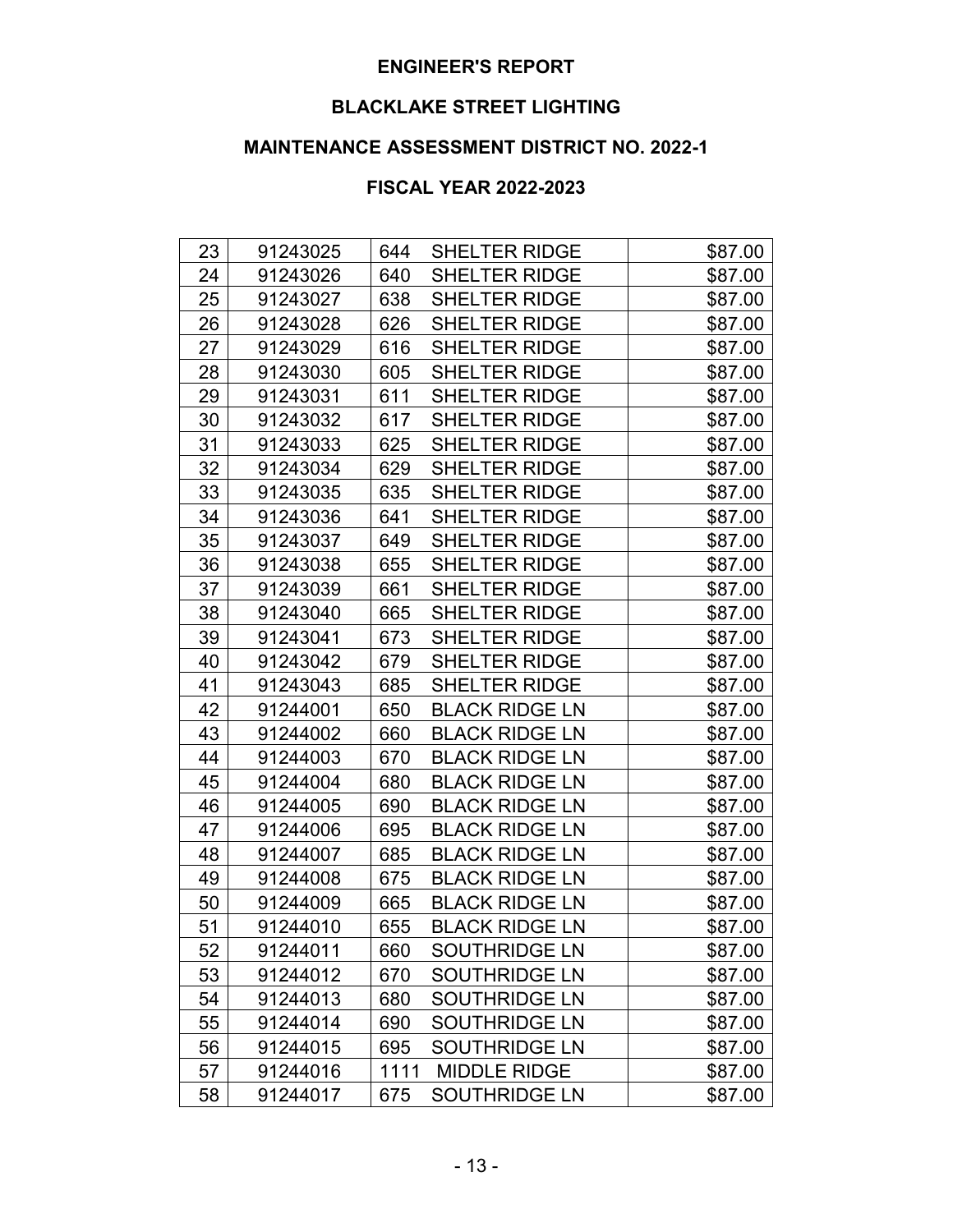## ENGINEER'S REPORT

## BLACKLAKE STREET LIGHTING

## MAINTENANCE ASSESSMENT DISTRICT NO. 2022-1

## FISCAL YEAR 2022-2023

| | | | |
|---|---|---|---|
| 23 | 91243025 | 644 SHELTER RIDGE | $87.00 |
| 24 | 91243026 | 640 SHELTER RIDGE | $87.00 |
| 25 | 91243027 | 638 SHELTER RIDGE | $87.00 |
| 26 | 91243028 | 626 SHELTER RIDGE | $87.00 |
| 27 | 91243029 | 616 SHELTER RIDGE | $87.00 |
| 28 | 91243030 | 605 SHELTER RIDGE | $87.00 |
| 29 | 91243031 | 611 SHELTER RIDGE | $87.00 |
| 30 | 91243032 | 617 SHELTER RIDGE | $87.00 |
| 31 | 91243033 | 625 SHELTER RIDGE | $87.00 |
| 32 | 91243034 | 629 SHELTER RIDGE | $87.00 |
| 33 | 91243035 | 635 SHELTER RIDGE | $87.00 |
| 34 | 91243036 | 641 SHELTER RIDGE | $87.00 |
| 35 | 91243037 | 649 SHELTER RIDGE | $87.00 |
| 36 | 91243038 | 655 SHELTER RIDGE | $87.00 |
| 37 | 91243039 | 661 SHELTER RIDGE | $87.00 |
| 38 | 91243040 | 665 SHELTER RIDGE | $87.00 |
| 39 | 91243041 | 673 SHELTER RIDGE | $87.00 |
| 40 | 91243042 | 679 SHELTER RIDGE | $87.00 |
| 41 | 91243043 | 685 SHELTER RIDGE | $87.00 |
| 42 | 91244001 | 650 BLACK RIDGE LN | $87.00 |
| 43 | 91244002 | 660 BLACK RIDGE LN | $87.00 |
| 44 | 91244003 | 670 BLACK RIDGE LN | $87.00 |
| 45 | 91244004 | 680 BLACK RIDGE LN | $87.00 |
| 46 | 91244005 | 690 BLACK RIDGE LN | $87.00 |
| 47 | 91244006 | 695 BLACK RIDGE LN | $87.00 |
| 48 | 91244007 | 685 BLACK RIDGE LN | $87.00 |
| 49 | 91244008 | 675 BLACK RIDGE LN | $87.00 |
| 50 | 91244009 | 665 BLACK RIDGE LN | $87.00 |
| 51 | 91244010 | 655 BLACK RIDGE LN | $87.00 |
| 52 | 91244011 | 660 SOUTHRIDGE LN | $87.00 |
| 53 | 91244012 | 670 SOUTHRIDGE LN | $87.00 |
| 54 | 91244013 | 680 SOUTHRIDGE LN | $87.00 |
| 55 | 91244014 | 690 SOUTHRIDGE LN | $87.00 |
| 56 | 91244015 | 695 SOUTHRIDGE LN | $87.00 |
| 57 | 91244016 | 1111 MIDDLE RIDGE | $87.00 |
| 58 | 91244017 | 675 SOUTHRIDGE LN | $87.00 |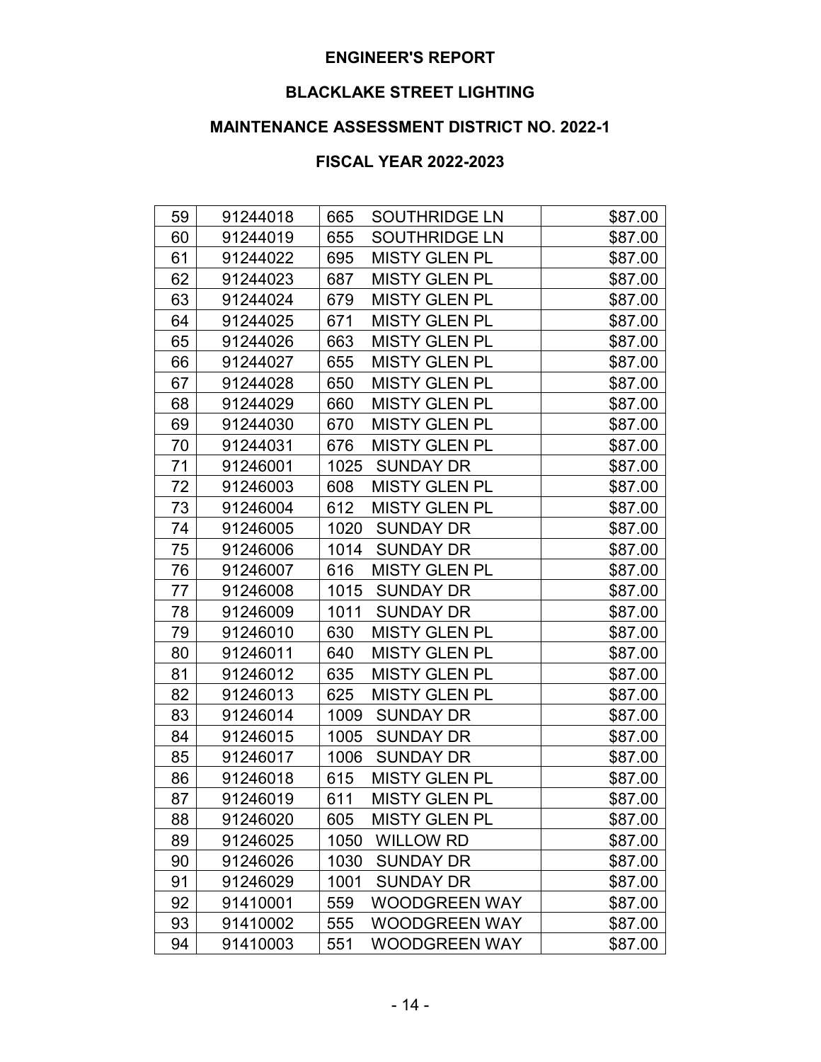**ENGINEER'S REPORT**

**BLACKLAKE STREET LIGHTING**

**MAINTENANCE ASSESSMENT DISTRICT NO. 2022-1**

**FISCAL YEAR 2022-2023**

| | | | |
|---|---|---|---|
| 59 | 91244018 | 665 SOUTHRIDGE LN | $87.00 |
| 60 | 91244019 | 655 SOUTHRIDGE LN | $87.00 |
| 61 | 91244022 | 695 MISTY GLEN PL | $87.00 |
| 62 | 91244023 | 687 MISTY GLEN PL | $87.00 |
| 63 | 91244024 | 679 MISTY GLEN PL | $87.00 |
| 64 | 91244025 | 671 MISTY GLEN PL | $87.00 |
| 65 | 91244026 | 663 MISTY GLEN PL | $87.00 |
| 66 | 91244027 | 655 MISTY GLEN PL | $87.00 |
| 67 | 91244028 | 650 MISTY GLEN PL | $87.00 |
| 68 | 91244029 | 660 MISTY GLEN PL | $87.00 |
| 69 | 91244030 | 670 MISTY GLEN PL | $87.00 |
| 70 | 91244031 | 676 MISTY GLEN PL | $87.00 |
| 71 | 91246001 | 1025 SUNDAY DR | $87.00 |
| 72 | 91246003 | 608 MISTY GLEN PL | $87.00 |
| 73 | 91246004 | 612 MISTY GLEN PL | $87.00 |
| 74 | 91246005 | 1020 SUNDAY DR | $87.00 |
| 75 | 91246006 | 1014 SUNDAY DR | $87.00 |
| 76 | 91246007 | 616 MISTY GLEN PL | $87.00 |
| 77 | 91246008 | 1015 SUNDAY DR | $87.00 |
| 78 | 91246009 | 1011 SUNDAY DR | $87.00 |
| 79 | 91246010 | 630 MISTY GLEN PL | $87.00 |
| 80 | 91246011 | 640 MISTY GLEN PL | $87.00 |
| 81 | 91246012 | 635 MISTY GLEN PL | $87.00 |
| 82 | 91246013 | 625 MISTY GLEN PL | $87.00 |
| 83 | 91246014 | 1009 SUNDAY DR | $87.00 |
| 84 | 91246015 | 1005 SUNDAY DR | $87.00 |
| 85 | 91246017 | 1006 SUNDAY DR | $87.00 |
| 86 | 91246018 | 615 MISTY GLEN PL | $87.00 |
| 87 | 91246019 | 611 MISTY GLEN PL | $87.00 |
| 88 | 91246020 | 605 MISTY GLEN PL | $87.00 |
| 89 | 91246025 | 1050 WILLOW RD | $87.00 |
| 90 | 91246026 | 1030 SUNDAY DR | $87.00 |
| 91 | 91246029 | 1001 SUNDAY DR | $87.00 |
| 92 | 91410001 | 559 WOODGREEN WAY | $87.00 |
| 93 | 91410002 | 555 WOODGREEN WAY | $87.00 |
| 94 | 91410003 | 551 WOODGREEN WAY | $87.00 |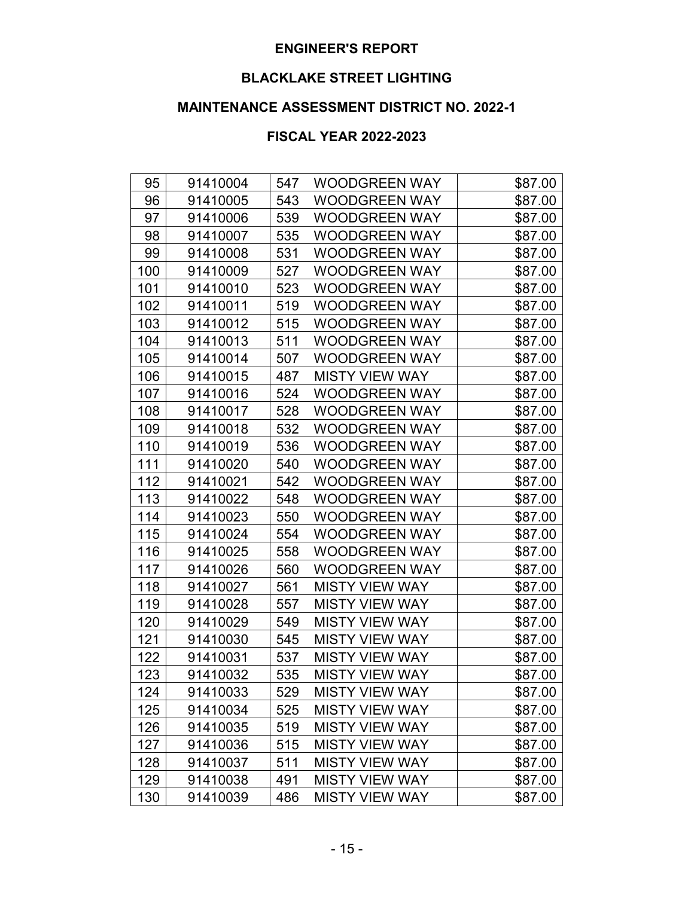**ENGINEER'S REPORT**

**BLACKLAKE STREET LIGHTING**

**MAINTENANCE ASSESSMENT DISTRICT NO. 2022-1**

**FISCAL YEAR 2022-2023**

| | | | | |
|---|---|---|---|---|
| 95 | 91410004 | 547 | WOODGREEN WAY | $87.00 |
| 96 | 91410005 | 543 | WOODGREEN WAY | $87.00 |
| 97 | 91410006 | 539 | WOODGREEN WAY | $87.00 |
| 98 | 91410007 | 535 | WOODGREEN WAY | $87.00 |
| 99 | 91410008 | 531 | WOODGREEN WAY | $87.00 |
| 100 | 91410009 | 527 | WOODGREEN WAY | $87.00 |
| 101 | 91410010 | 523 | WOODGREEN WAY | $87.00 |
| 102 | 91410011 | 519 | WOODGREEN WAY | $87.00 |
| 103 | 91410012 | 515 | WOODGREEN WAY | $87.00 |
| 104 | 91410013 | 511 | WOODGREEN WAY | $87.00 |
| 105 | 91410014 | 507 | WOODGREEN WAY | $87.00 |
| 106 | 91410015 | 487 | MISTY VIEW WAY | $87.00 |
| 107 | 91410016 | 524 | WOODGREEN WAY | $87.00 |
| 108 | 91410017 | 528 | WOODGREEN WAY | $87.00 |
| 109 | 91410018 | 532 | WOODGREEN WAY | $87.00 |
| 110 | 91410019 | 536 | WOODGREEN WAY | $87.00 |
| 111 | 91410020 | 540 | WOODGREEN WAY | $87.00 |
| 112 | 91410021 | 542 | WOODGREEN WAY | $87.00 |
| 113 | 91410022 | 548 | WOODGREEN WAY | $87.00 |
| 114 | 91410023 | 550 | WOODGREEN WAY | $87.00 |
| 115 | 91410024 | 554 | WOODGREEN WAY | $87.00 |
| 116 | 91410025 | 558 | WOODGREEN WAY | $87.00 |
| 117 | 91410026 | 560 | WOODGREEN WAY | $87.00 |
| 118 | 91410027 | 561 | MISTY VIEW WAY | $87.00 |
| 119 | 91410028 | 557 | MISTY VIEW WAY | $87.00 |
| 120 | 91410029 | 549 | MISTY VIEW WAY | $87.00 |
| 121 | 91410030 | 545 | MISTY VIEW WAY | $87.00 |
| 122 | 91410031 | 537 | MISTY VIEW WAY | $87.00 |
| 123 | 91410032 | 535 | MISTY VIEW WAY | $87.00 |
| 124 | 91410033 | 529 | MISTY VIEW WAY | $87.00 |
| 125 | 91410034 | 525 | MISTY VIEW WAY | $87.00 |
| 126 | 91410035 | 519 | MISTY VIEW WAY | $87.00 |
| 127 | 91410036 | 515 | MISTY VIEW WAY | $87.00 |
| 128 | 91410037 | 511 | MISTY VIEW WAY | $87.00 |
| 129 | 91410038 | 491 | MISTY VIEW WAY | $87.00 |
| 130 | 91410039 | 486 | MISTY VIEW WAY | $87.00 |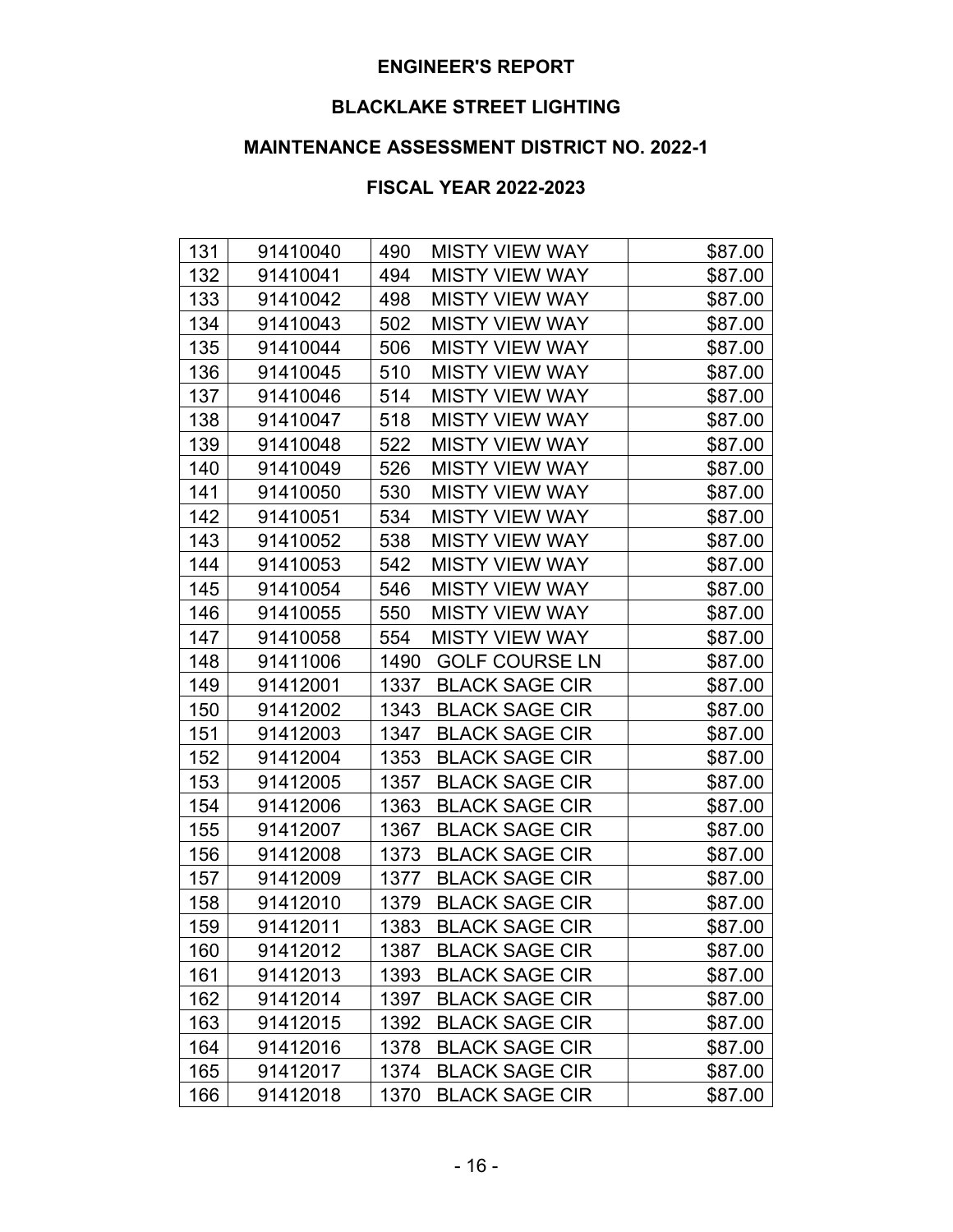**ENGINEER'S REPORT**

**BLACKLAKE STREET LIGHTING**

**MAINTENANCE ASSESSMENT DISTRICT NO. 2022-1**

**FISCAL YEAR 2022-2023**

| | | | |
|---|---|---|---|
| 131 | 91410040 | 490 MISTY VIEW WAY | $87.00 |
| 132 | 91410041 | 494 MISTY VIEW WAY | $87.00 |
| 133 | 91410042 | 498 MISTY VIEW WAY | $87.00 |
| 134 | 91410043 | 502 MISTY VIEW WAY | $87.00 |
| 135 | 91410044 | 506 MISTY VIEW WAY | $87.00 |
| 136 | 91410045 | 510 MISTY VIEW WAY | $87.00 |
| 137 | 91410046 | 514 MISTY VIEW WAY | $87.00 |
| 138 | 91410047 | 518 MISTY VIEW WAY | $87.00 |
| 139 | 91410048 | 522 MISTY VIEW WAY | $87.00 |
| 140 | 91410049 | 526 MISTY VIEW WAY | $87.00 |
| 141 | 91410050 | 530 MISTY VIEW WAY | $87.00 |
| 142 | 91410051 | 534 MISTY VIEW WAY | $87.00 |
| 143 | 91410052 | 538 MISTY VIEW WAY | $87.00 |
| 144 | 91410053 | 542 MISTY VIEW WAY | $87.00 |
| 145 | 91410054 | 546 MISTY VIEW WAY | $87.00 |
| 146 | 91410055 | 550 MISTY VIEW WAY | $87.00 |
| 147 | 91410058 | 554 MISTY VIEW WAY | $87.00 |
| 148 | 91411006 | 1490 GOLF COURSE LN | $87.00 |
| 149 | 91412001 | 1337 BLACK SAGE CIR | $87.00 |
| 150 | 91412002 | 1343 BLACK SAGE CIR | $87.00 |
| 151 | 91412003 | 1347 BLACK SAGE CIR | $87.00 |
| 152 | 91412004 | 1353 BLACK SAGE CIR | $87.00 |
| 153 | 91412005 | 1357 BLACK SAGE CIR | $87.00 |
| 154 | 91412006 | 1363 BLACK SAGE CIR | $87.00 |
| 155 | 91412007 | 1367 BLACK SAGE CIR | $87.00 |
| 156 | 91412008 | 1373 BLACK SAGE CIR | $87.00 |
| 157 | 91412009 | 1377 BLACK SAGE CIR | $87.00 |
| 158 | 91412010 | 1379 BLACK SAGE CIR | $87.00 |
| 159 | 91412011 | 1383 BLACK SAGE CIR | $87.00 |
| 160 | 91412012 | 1387 BLACK SAGE CIR | $87.00 |
| 161 | 91412013 | 1393 BLACK SAGE CIR | $87.00 |
| 162 | 91412014 | 1397 BLACK SAGE CIR | $87.00 |
| 163 | 91412015 | 1392 BLACK SAGE CIR | $87.00 |
| 164 | 91412016 | 1378 BLACK SAGE CIR | $87.00 |
| 165 | 91412017 | 1374 BLACK SAGE CIR | $87.00 |
| 166 | 91412018 | 1370 BLACK SAGE CIR | $87.00 |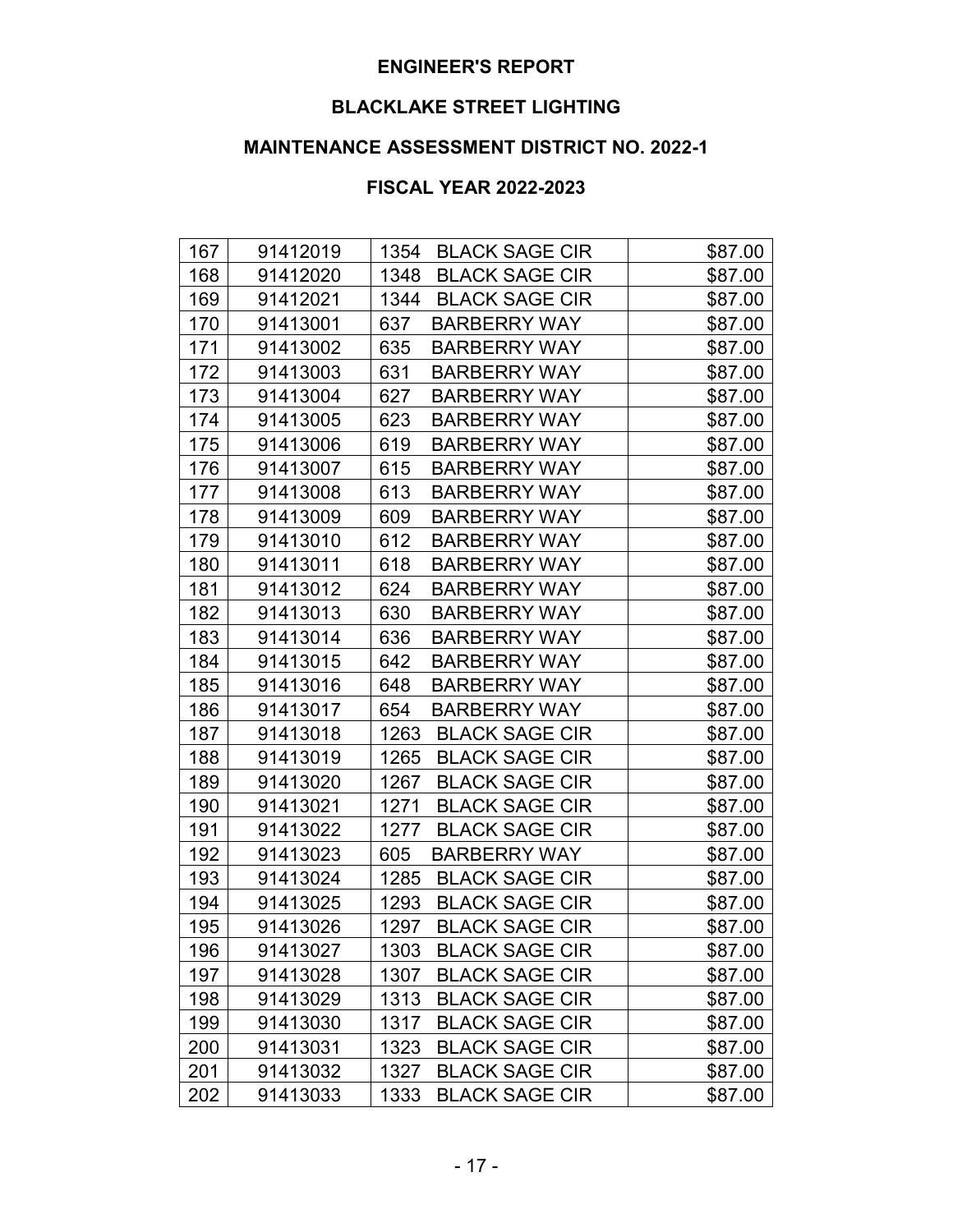# ENGINEER'S REPORT

## BLACKLAKE STREET LIGHTING

## MAINTENANCE ASSESSMENT DISTRICT NO. 2022-1

## FISCAL YEAR 2022-2023

| | | | |
|---|---|---|---|
| 167 | 91412019 | 1354 BLACK SAGE CIR | $87.00 |
| 168 | 91412020 | 1348 BLACK SAGE CIR | $87.00 |
| 169 | 91412021 | 1344 BLACK SAGE CIR | $87.00 |
| 170 | 91413001 | 637 BARBERRY WAY | $87.00 |
| 171 | 91413002 | 635 BARBERRY WAY | $87.00 |
| 172 | 91413003 | 631 BARBERRY WAY | $87.00 |
| 173 | 91413004 | 627 BARBERRY WAY | $87.00 |
| 174 | 91413005 | 623 BARBERRY WAY | $87.00 |
| 175 | 91413006 | 619 BARBERRY WAY | $87.00 |
| 176 | 91413007 | 615 BARBERRY WAY | $87.00 |
| 177 | 91413008 | 613 BARBERRY WAY | $87.00 |
| 178 | 91413009 | 609 BARBERRY WAY | $87.00 |
| 179 | 91413010 | 612 BARBERRY WAY | $87.00 |
| 180 | 91413011 | 618 BARBERRY WAY | $87.00 |
| 181 | 91413012 | 624 BARBERRY WAY | $87.00 |
| 182 | 91413013 | 630 BARBERRY WAY | $87.00 |
| 183 | 91413014 | 636 BARBERRY WAY | $87.00 |
| 184 | 91413015 | 642 BARBERRY WAY | $87.00 |
| 185 | 91413016 | 648 BARBERRY WAY | $87.00 |
| 186 | 91413017 | 654 BARBERRY WAY | $87.00 |
| 187 | 91413018 | 1263 BLACK SAGE CIR | $87.00 |
| 188 | 91413019 | 1265 BLACK SAGE CIR | $87.00 |
| 189 | 91413020 | 1267 BLACK SAGE CIR | $87.00 |
| 190 | 91413021 | 1271 BLACK SAGE CIR | $87.00 |
| 191 | 91413022 | 1277 BLACK SAGE CIR | $87.00 |
| 192 | 91413023 | 605 BARBERRY WAY | $87.00 |
| 193 | 91413024 | 1285 BLACK SAGE CIR | $87.00 |
| 194 | 91413025 | 1293 BLACK SAGE CIR | $87.00 |
| 195 | 91413026 | 1297 BLACK SAGE CIR | $87.00 |
| 196 | 91413027 | 1303 BLACK SAGE CIR | $87.00 |
| 197 | 91413028 | 1307 BLACK SAGE CIR | $87.00 |
| 198 | 91413029 | 1313 BLACK SAGE CIR | $87.00 |
| 199 | 91413030 | 1317 BLACK SAGE CIR | $87.00 |
| 200 | 91413031 | 1323 BLACK SAGE CIR | $87.00 |
| 201 | 91413032 | 1327 BLACK SAGE CIR | $87.00 |
| 202 | 91413033 | 1333 BLACK SAGE CIR | $87.00 |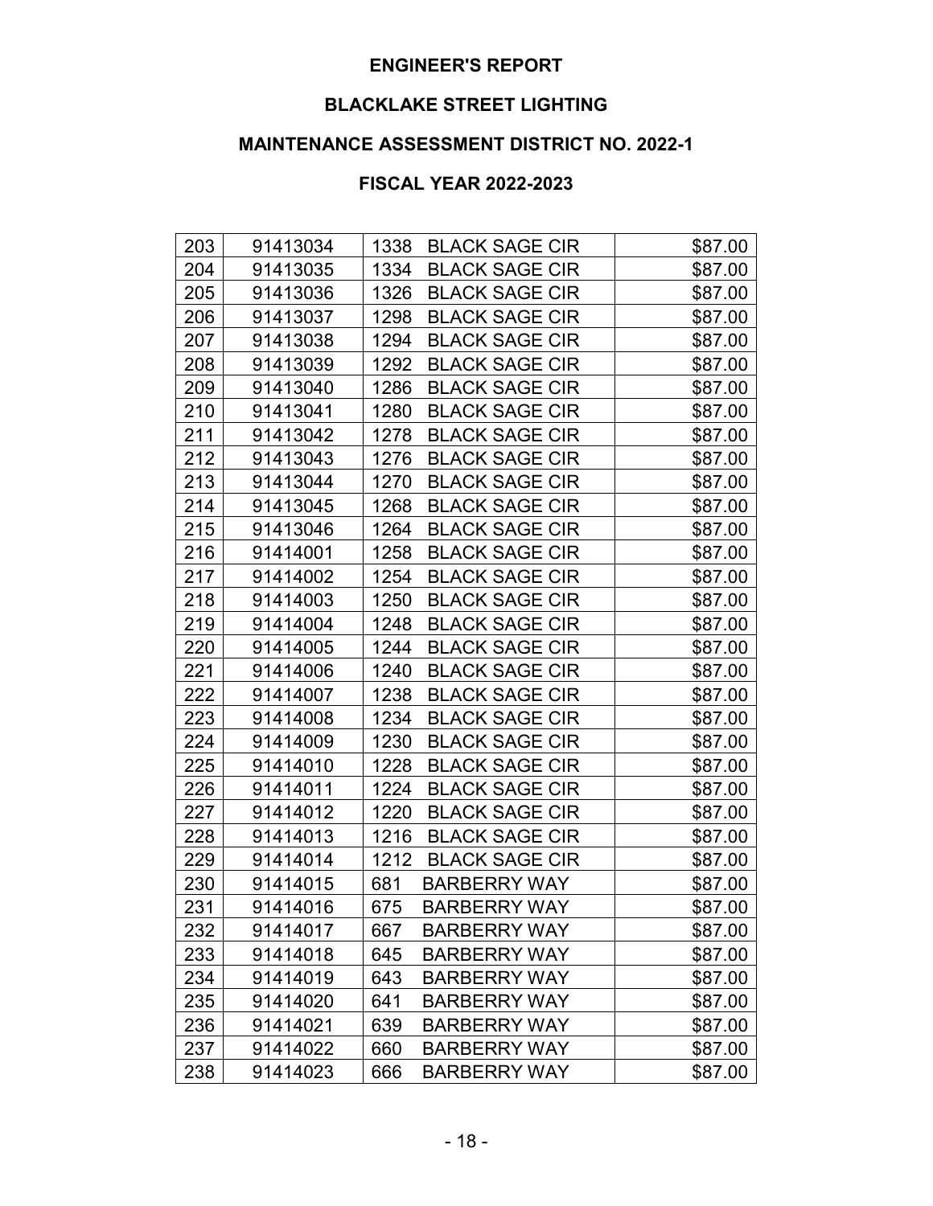**ENGINEER'S REPORT**

**BLACKLAKE STREET LIGHTING**

**MAINTENANCE ASSESSMENT DISTRICT NO. 2022-1**

**FISCAL YEAR 2022-2023**

| | | | |
|---|---|---|---|
| 203 | 91413034 | 1338 BLACK SAGE CIR | $87.00 |
| 204 | 91413035 | 1334 BLACK SAGE CIR | $87.00 |
| 205 | 91413036 | 1326 BLACK SAGE CIR | $87.00 |
| 206 | 91413037 | 1298 BLACK SAGE CIR | $87.00 |
| 207 | 91413038 | 1294 BLACK SAGE CIR | $87.00 |
| 208 | 91413039 | 1292 BLACK SAGE CIR | $87.00 |
| 209 | 91413040 | 1286 BLACK SAGE CIR | $87.00 |
| 210 | 91413041 | 1280 BLACK SAGE CIR | $87.00 |
| 211 | 91413042 | 1278 BLACK SAGE CIR | $87.00 |
| 212 | 91413043 | 1276 BLACK SAGE CIR | $87.00 |
| 213 | 91413044 | 1270 BLACK SAGE CIR | $87.00 |
| 214 | 91413045 | 1268 BLACK SAGE CIR | $87.00 |
| 215 | 91413046 | 1264 BLACK SAGE CIR | $87.00 |
| 216 | 91414001 | 1258 BLACK SAGE CIR | $87.00 |
| 217 | 91414002 | 1254 BLACK SAGE CIR | $87.00 |
| 218 | 91414003 | 1250 BLACK SAGE CIR | $87.00 |
| 219 | 91414004 | 1248 BLACK SAGE CIR | $87.00 |
| 220 | 91414005 | 1244 BLACK SAGE CIR | $87.00 |
| 221 | 91414006 | 1240 BLACK SAGE CIR | $87.00 |
| 222 | 91414007 | 1238 BLACK SAGE CIR | $87.00 |
| 223 | 91414008 | 1234 BLACK SAGE CIR | $87.00 |
| 224 | 91414009 | 1230 BLACK SAGE CIR | $87.00 |
| 225 | 91414010 | 1228 BLACK SAGE CIR | $87.00 |
| 226 | 91414011 | 1224 BLACK SAGE CIR | $87.00 |
| 227 | 91414012 | 1220 BLACK SAGE CIR | $87.00 |
| 228 | 91414013 | 1216 BLACK SAGE CIR | $87.00 |
| 229 | 91414014 | 1212 BLACK SAGE CIR | $87.00 |
| 230 | 91414015 | 681 BARBERRY WAY | $87.00 |
| 231 | 91414016 | 675 BARBERRY WAY | $87.00 |
| 232 | 91414017 | 667 BARBERRY WAY | $87.00 |
| 233 | 91414018 | 645 BARBERRY WAY | $87.00 |
| 234 | 91414019 | 643 BARBERRY WAY | $87.00 |
| 235 | 91414020 | 641 BARBERRY WAY | $87.00 |
| 236 | 91414021 | 639 BARBERRY WAY | $87.00 |
| 237 | 91414022 | 660 BARBERRY WAY | $87.00 |
| 238 | 91414023 | 666 BARBERRY WAY | $87.00 |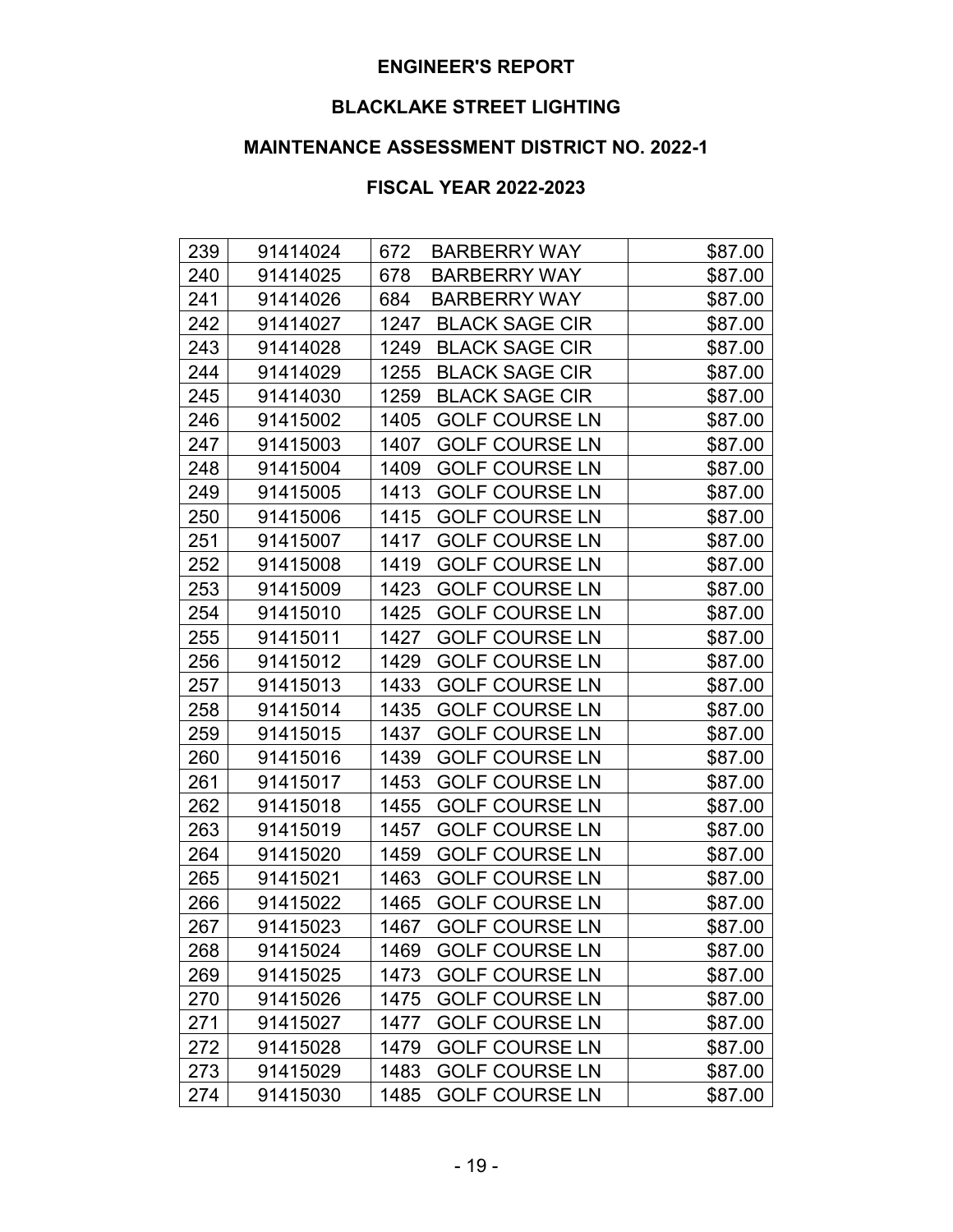**ENGINEER'S REPORT**

**BLACKLAKE STREET LIGHTING**

**MAINTENANCE ASSESSMENT DISTRICT NO. 2022-1**

**FISCAL YEAR 2022-2023**

| | | | |
|---|---|---|---|
| 239 | 91414024 | 672 BARBERRY WAY | $87.00 |
| 240 | 91414025 | 678 BARBERRY WAY | $87.00 |
| 241 | 91414026 | 684 BARBERRY WAY | $87.00 |
| 242 | 91414027 | 1247 BLACK SAGE CIR | $87.00 |
| 243 | 91414028 | 1249 BLACK SAGE CIR | $87.00 |
| 244 | 91414029 | 1255 BLACK SAGE CIR | $87.00 |
| 245 | 91414030 | 1259 BLACK SAGE CIR | $87.00 |
| 246 | 91415002 | 1405 GOLF COURSE LN | $87.00 |
| 247 | 91415003 | 1407 GOLF COURSE LN | $87.00 |
| 248 | 91415004 | 1409 GOLF COURSE LN | $87.00 |
| 249 | 91415005 | 1413 GOLF COURSE LN | $87.00 |
| 250 | 91415006 | 1415 GOLF COURSE LN | $87.00 |
| 251 | 91415007 | 1417 GOLF COURSE LN | $87.00 |
| 252 | 91415008 | 1419 GOLF COURSE LN | $87.00 |
| 253 | 91415009 | 1423 GOLF COURSE LN | $87.00 |
| 254 | 91415010 | 1425 GOLF COURSE LN | $87.00 |
| 255 | 91415011 | 1427 GOLF COURSE LN | $87.00 |
| 256 | 91415012 | 1429 GOLF COURSE LN | $87.00 |
| 257 | 91415013 | 1433 GOLF COURSE LN | $87.00 |
| 258 | 91415014 | 1435 GOLF COURSE LN | $87.00 |
| 259 | 91415015 | 1437 GOLF COURSE LN | $87.00 |
| 260 | 91415016 | 1439 GOLF COURSE LN | $87.00 |
| 261 | 91415017 | 1453 GOLF COURSE LN | $87.00 |
| 262 | 91415018 | 1455 GOLF COURSE LN | $87.00 |
| 263 | 91415019 | 1457 GOLF COURSE LN | $87.00 |
| 264 | 91415020 | 1459 GOLF COURSE LN | $87.00 |
| 265 | 91415021 | 1463 GOLF COURSE LN | $87.00 |
| 266 | 91415022 | 1465 GOLF COURSE LN | $87.00 |
| 267 | 91415023 | 1467 GOLF COURSE LN | $87.00 |
| 268 | 91415024 | 1469 GOLF COURSE LN | $87.00 |
| 269 | 91415025 | 1473 GOLF COURSE LN | $87.00 |
| 270 | 91415026 | 1475 GOLF COURSE LN | $87.00 |
| 271 | 91415027 | 1477 GOLF COURSE LN | $87.00 |
| 272 | 91415028 | 1479 GOLF COURSE LN | $87.00 |
| 273 | 91415029 | 1483 GOLF COURSE LN | $87.00 |
| 274 | 91415030 | 1485 GOLF COURSE LN | $87.00 |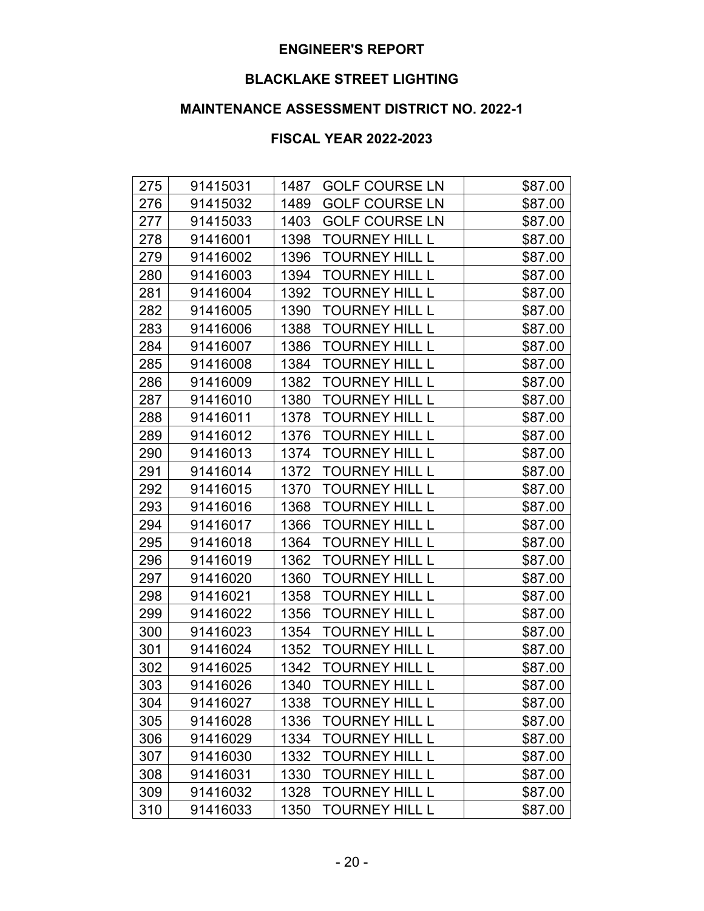**ENGINEER'S REPORT**

**BLACKLAKE STREET LIGHTING**

**MAINTENANCE ASSESSMENT DISTRICT NO. 2022-1**

**FISCAL YEAR 2022-2023**

| | | | |
|---|---|---|---|
| 275 | 91415031 | 1487 GOLF COURSE LN | $87.00 |
| 276 | 91415032 | 1489 GOLF COURSE LN | $87.00 |
| 277 | 91415033 | 1403 GOLF COURSE LN | $87.00 |
| 278 | 91416001 | 1398 TOURNEY HILL L | $87.00 |
| 279 | 91416002 | 1396 TOURNEY HILL L | $87.00 |
| 280 | 91416003 | 1394 TOURNEY HILL L | $87.00 |
| 281 | 91416004 | 1392 TOURNEY HILL L | $87.00 |
| 282 | 91416005 | 1390 TOURNEY HILL L | $87.00 |
| 283 | 91416006 | 1388 TOURNEY HILL L | $87.00 |
| 284 | 91416007 | 1386 TOURNEY HILL L | $87.00 |
| 285 | 91416008 | 1384 TOURNEY HILL L | $87.00 |
| 286 | 91416009 | 1382 TOURNEY HILL L | $87.00 |
| 287 | 91416010 | 1380 TOURNEY HILL L | $87.00 |
| 288 | 91416011 | 1378 TOURNEY HILL L | $87.00 |
| 289 | 91416012 | 1376 TOURNEY HILL L | $87.00 |
| 290 | 91416013 | 1374 TOURNEY HILL L | $87.00 |
| 291 | 91416014 | 1372 TOURNEY HILL L | $87.00 |
| 292 | 91416015 | 1370 TOURNEY HILL L | $87.00 |
| 293 | 91416016 | 1368 TOURNEY HILL L | $87.00 |
| 294 | 91416017 | 1366 TOURNEY HILL L | $87.00 |
| 295 | 91416018 | 1364 TOURNEY HILL L | $87.00 |
| 296 | 91416019 | 1362 TOURNEY HILL L | $87.00 |
| 297 | 91416020 | 1360 TOURNEY HILL L | $87.00 |
| 298 | 91416021 | 1358 TOURNEY HILL L | $87.00 |
| 299 | 91416022 | 1356 TOURNEY HILL L | $87.00 |
| 300 | 91416023 | 1354 TOURNEY HILL L | $87.00 |
| 301 | 91416024 | 1352 TOURNEY HILL L | $87.00 |
| 302 | 91416025 | 1342 TOURNEY HILL L | $87.00 |
| 303 | 91416026 | 1340 TOURNEY HILL L | $87.00 |
| 304 | 91416027 | 1338 TOURNEY HILL L | $87.00 |
| 305 | 91416028 | 1336 TOURNEY HILL L | $87.00 |
| 306 | 91416029 | 1334 TOURNEY HILL L | $87.00 |
| 307 | 91416030 | 1332 TOURNEY HILL L | $87.00 |
| 308 | 91416031 | 1330 TOURNEY HILL L | $87.00 |
| 309 | 91416032 | 1328 TOURNEY HILL L | $87.00 |
| 310 | 91416033 | 1350 TOURNEY HILL L | $87.00 |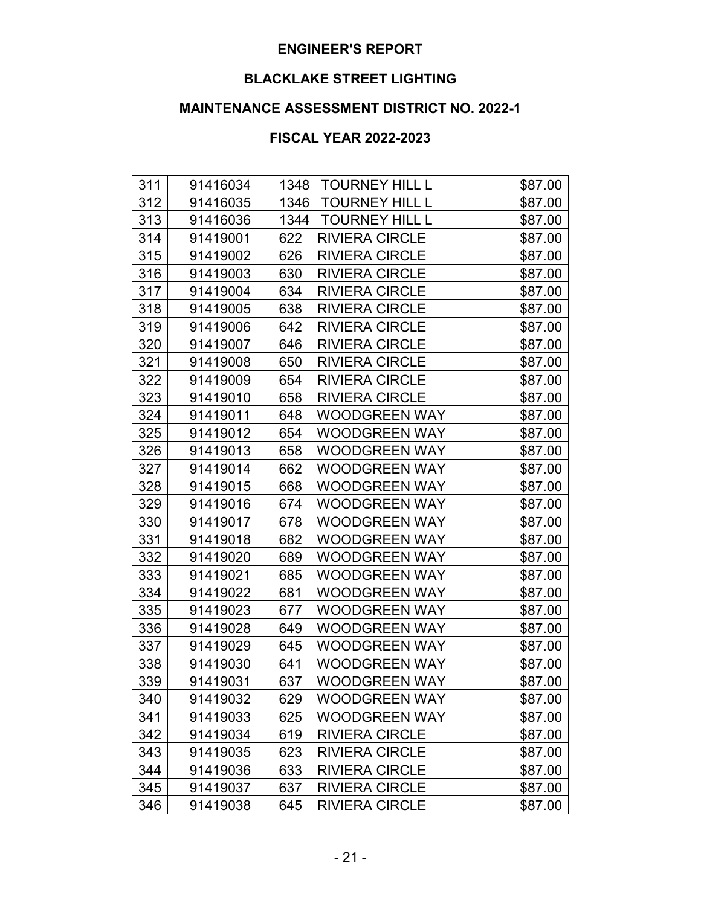**ENGINEER'S REPORT**

**BLACKLAKE STREET LIGHTING**

**MAINTENANCE ASSESSMENT DISTRICT NO. 2022-1**

**FISCAL YEAR 2022-2023**

| | | | |
|---|---|---|---|
| 311 | 91416034 | 1348 TOURNEY HILL L | $87.00 |
| 312 | 91416035 | 1346 TOURNEY HILL L | $87.00 |
| 313 | 91416036 | 1344 TOURNEY HILL L | $87.00 |
| 314 | 91419001 | 622 RIVIERA CIRCLE | $87.00 |
| 315 | 91419002 | 626 RIVIERA CIRCLE | $87.00 |
| 316 | 91419003 | 630 RIVIERA CIRCLE | $87.00 |
| 317 | 91419004 | 634 RIVIERA CIRCLE | $87.00 |
| 318 | 91419005 | 638 RIVIERA CIRCLE | $87.00 |
| 319 | 91419006 | 642 RIVIERA CIRCLE | $87.00 |
| 320 | 91419007 | 646 RIVIERA CIRCLE | $87.00 |
| 321 | 91419008 | 650 RIVIERA CIRCLE | $87.00 |
| 322 | 91419009 | 654 RIVIERA CIRCLE | $87.00 |
| 323 | 91419010 | 658 RIVIERA CIRCLE | $87.00 |
| 324 | 91419011 | 648 WOODGREEN WAY | $87.00 |
| 325 | 91419012 | 654 WOODGREEN WAY | $87.00 |
| 326 | 91419013 | 658 WOODGREEN WAY | $87.00 |
| 327 | 91419014 | 662 WOODGREEN WAY | $87.00 |
| 328 | 91419015 | 668 WOODGREEN WAY | $87.00 |
| 329 | 91419016 | 674 WOODGREEN WAY | $87.00 |
| 330 | 91419017 | 678 WOODGREEN WAY | $87.00 |
| 331 | 91419018 | 682 WOODGREEN WAY | $87.00 |
| 332 | 91419020 | 689 WOODGREEN WAY | $87.00 |
| 333 | 91419021 | 685 WOODGREEN WAY | $87.00 |
| 334 | 91419022 | 681 WOODGREEN WAY | $87.00 |
| 335 | 91419023 | 677 WOODGREEN WAY | $87.00 |
| 336 | 91419028 | 649 WOODGREEN WAY | $87.00 |
| 337 | 91419029 | 645 WOODGREEN WAY | $87.00 |
| 338 | 91419030 | 641 WOODGREEN WAY | $87.00 |
| 339 | 91419031 | 637 WOODGREEN WAY | $87.00 |
| 340 | 91419032 | 629 WOODGREEN WAY | $87.00 |
| 341 | 91419033 | 625 WOODGREEN WAY | $87.00 |
| 342 | 91419034 | 619 RIVIERA CIRCLE | $87.00 |
| 343 | 91419035 | 623 RIVIERA CIRCLE | $87.00 |
| 344 | 91419036 | 633 RIVIERA CIRCLE | $87.00 |
| 345 | 91419037 | 637 RIVIERA CIRCLE | $87.00 |
| 346 | 91419038 | 645 RIVIERA CIRCLE | $87.00 |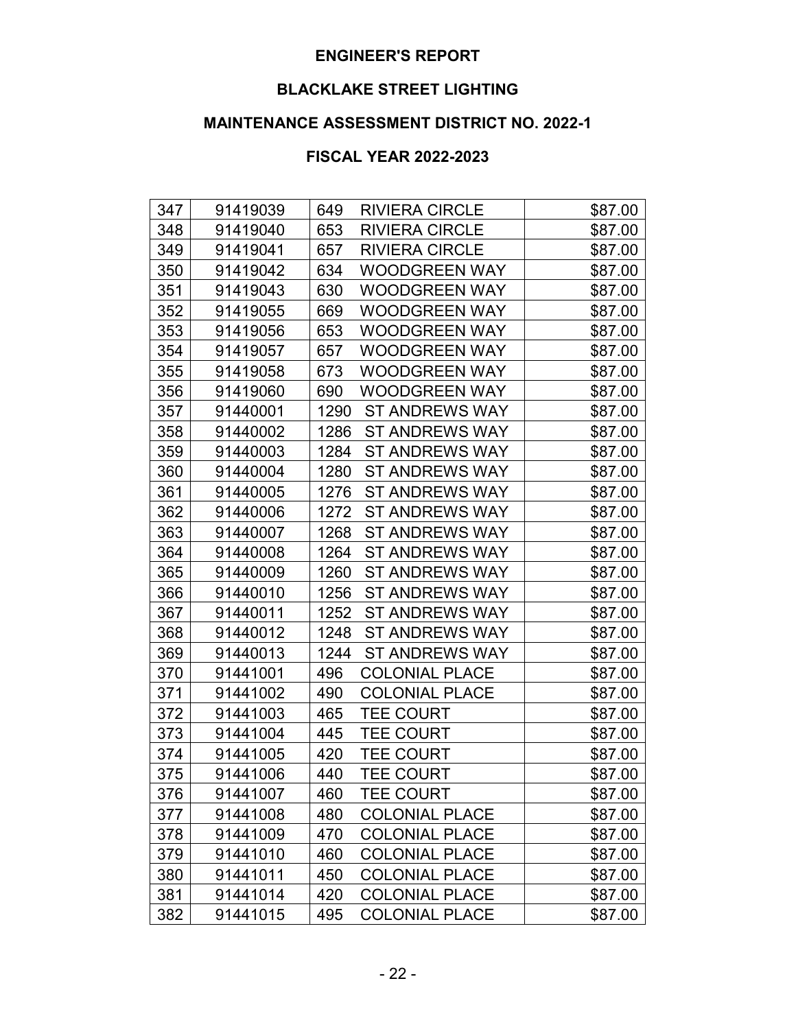# ENGINEER'S REPORT

## BLACKLAKE STREET LIGHTING

## MAINTENANCE ASSESSMENT DISTRICT NO. 2022-1

## FISCAL YEAR 2022-2023

| | | | | |
|---|---|---|---|---|
| 347 | 91419039 | 649 | RIVIERA CIRCLE | $87.00 |
| 348 | 91419040 | 653 | RIVIERA CIRCLE | $87.00 |
| 349 | 91419041 | 657 | RIVIERA CIRCLE | $87.00 |
| 350 | 91419042 | 634 | WOODGREEN WAY | $87.00 |
| 351 | 91419043 | 630 | WOODGREEN WAY | $87.00 |
| 352 | 91419055 | 669 | WOODGREEN WAY | $87.00 |
| 353 | 91419056 | 653 | WOODGREEN WAY | $87.00 |
| 354 | 91419057 | 657 | WOODGREEN WAY | $87.00 |
| 355 | 91419058 | 673 | WOODGREEN WAY | $87.00 |
| 356 | 91419060 | 690 | WOODGREEN WAY | $87.00 |
| 357 | 91440001 | 1290 | ST ANDREWS WAY | $87.00 |
| 358 | 91440002 | 1286 | ST ANDREWS WAY | $87.00 |
| 359 | 91440003 | 1284 | ST ANDREWS WAY | $87.00 |
| 360 | 91440004 | 1280 | ST ANDREWS WAY | $87.00 |
| 361 | 91440005 | 1276 | ST ANDREWS WAY | $87.00 |
| 362 | 91440006 | 1272 | ST ANDREWS WAY | $87.00 |
| 363 | 91440007 | 1268 | ST ANDREWS WAY | $87.00 |
| 364 | 91440008 | 1264 | ST ANDREWS WAY | $87.00 |
| 365 | 91440009 | 1260 | ST ANDREWS WAY | $87.00 |
| 366 | 91440010 | 1256 | ST ANDREWS WAY | $87.00 |
| 367 | 91440011 | 1252 | ST ANDREWS WAY | $87.00 |
| 368 | 91440012 | 1248 | ST ANDREWS WAY | $87.00 |
| 369 | 91440013 | 1244 | ST ANDREWS WAY | $87.00 |
| 370 | 91441001 | 496 | COLONIAL PLACE | $87.00 |
| 371 | 91441002 | 490 | COLONIAL PLACE | $87.00 |
| 372 | 91441003 | 465 | TEE COURT | $87.00 |
| 373 | 91441004 | 445 | TEE COURT | $87.00 |
| 374 | 91441005 | 420 | TEE COURT | $87.00 |
| 375 | 91441006 | 440 | TEE COURT | $87.00 |
| 376 | 91441007 | 460 | TEE COURT | $87.00 |
| 377 | 91441008 | 480 | COLONIAL PLACE | $87.00 |
| 378 | 91441009 | 470 | COLONIAL PLACE | $87.00 |
| 379 | 91441010 | 460 | COLONIAL PLACE | $87.00 |
| 380 | 91441011 | 450 | COLONIAL PLACE | $87.00 |
| 381 | 91441014 | 420 | COLONIAL PLACE | $87.00 |
| 382 | 91441015 | 495 | COLONIAL PLACE | $87.00 |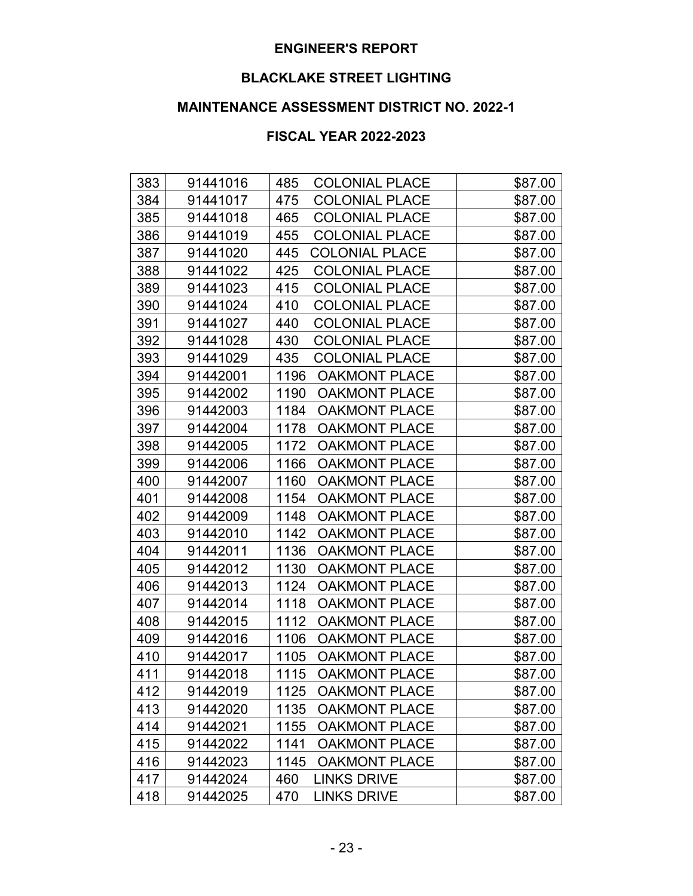## ENGINEER'S REPORT

## BLACKLAKE STREET LIGHTING

## MAINTENANCE ASSESSMENT DISTRICT NO. 2022-1

## FISCAL YEAR 2022-2023

| | | | |
|---|---|---|---|
| 383 | 91441016 | 485 COLONIAL PLACE | \$87.00 |
| 384 | 91441017 | 475 COLONIAL PLACE | \$87.00 |
| 385 | 91441018 | 465 COLONIAL PLACE | \$87.00 |
| 386 | 91441019 | 455 COLONIAL PLACE | \$87.00 |
| 387 | 91441020 | 445 COLONIAL PLACE | \$87.00 |
| 388 | 91441022 | 425 COLONIAL PLACE | \$87.00 |
| 389 | 91441023 | 415 COLONIAL PLACE | \$87.00 |
| 390 | 91441024 | 410 COLONIAL PLACE | \$87.00 |
| 391 | 91441027 | 440 COLONIAL PLACE | \$87.00 |
| 392 | 91441028 | 430 COLONIAL PLACE | \$87.00 |
| 393 | 91441029 | 435 COLONIAL PLACE | \$87.00 |
| 394 | 91442001 | 1196 OAKMONT PLACE | \$87.00 |
| 395 | 91442002 | 1190 OAKMONT PLACE | \$87.00 |
| 396 | 91442003 | 1184 OAKMONT PLACE | \$87.00 |
| 397 | 91442004 | 1178 OAKMONT PLACE | \$87.00 |
| 398 | 91442005 | 1172 OAKMONT PLACE | \$87.00 |
| 399 | 91442006 | 1166 OAKMONT PLACE | \$87.00 |
| 400 | 91442007 | 1160 OAKMONT PLACE | \$87.00 |
| 401 | 91442008 | 1154 OAKMONT PLACE | \$87.00 |
| 402 | 91442009 | 1148 OAKMONT PLACE | \$87.00 |
| 403 | 91442010 | 1142 OAKMONT PLACE | \$87.00 |
| 404 | 91442011 | 1136 OAKMONT PLACE | \$87.00 |
| 405 | 91442012 | 1130 OAKMONT PLACE | \$87.00 |
| 406 | 91442013 | 1124 OAKMONT PLACE | \$87.00 |
| 407 | 91442014 | 1118 OAKMONT PLACE | \$87.00 |
| 408 | 91442015 | 1112 OAKMONT PLACE | \$87.00 |
| 409 | 91442016 | 1106 OAKMONT PLACE | \$87.00 |
| 410 | 91442017 | 1105 OAKMONT PLACE | \$87.00 |
| 411 | 91442018 | 1115 OAKMONT PLACE | \$87.00 |
| 412 | 91442019 | 1125 OAKMONT PLACE | \$87.00 |
| 413 | 91442020 | 1135 OAKMONT PLACE | \$87.00 |
| 414 | 91442021 | 1155 OAKMONT PLACE | \$87.00 |
| 415 | 91442022 | 1141 OAKMONT PLACE | \$87.00 |
| 416 | 91442023 | 1145 OAKMONT PLACE | \$87.00 |
| 417 | 91442024 | 460 LINKS DRIVE | \$87.00 |
| 418 | 91442025 | 470 LINKS DRIVE | \$87.00 |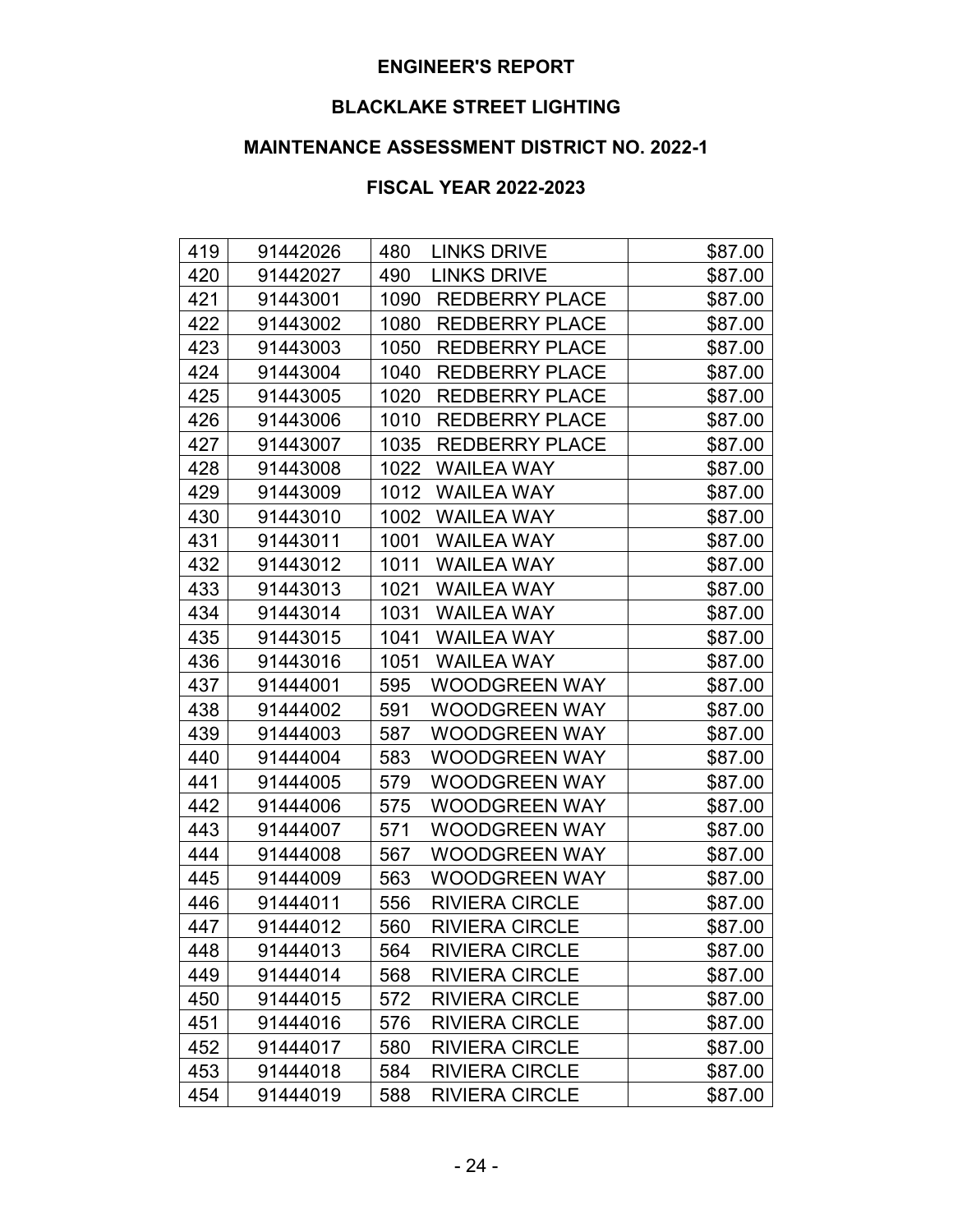## ENGINEER'S REPORT

## BLACKLAKE STREET LIGHTING

## MAINTENANCE ASSESSMENT DISTRICT NO. 2022-1

## FISCAL YEAR 2022-2023

| | | | |
|---|---|---|---|
| 419 | 91442026 | 480 LINKS DRIVE | $87.00 |
| 420 | 91442027 | 490 LINKS DRIVE | $87.00 |
| 421 | 91443001 | 1090 REDBERRY PLACE | $87.00 |
| 422 | 91443002 | 1080 REDBERRY PLACE | $87.00 |
| 423 | 91443003 | 1050 REDBERRY PLACE | $87.00 |
| 424 | 91443004 | 1040 REDBERRY PLACE | $87.00 |
| 425 | 91443005 | 1020 REDBERRY PLACE | $87.00 |
| 426 | 91443006 | 1010 REDBERRY PLACE | $87.00 |
| 427 | 91443007 | 1035 REDBERRY PLACE | $87.00 |
| 428 | 91443008 | 1022 WAILEA WAY | $87.00 |
| 429 | 91443009 | 1012 WAILEA WAY | $87.00 |
| 430 | 91443010 | 1002 WAILEA WAY | $87.00 |
| 431 | 91443011 | 1001 WAILEA WAY | $87.00 |
| 432 | 91443012 | 1011 WAILEA WAY | $87.00 |
| 433 | 91443013 | 1021 WAILEA WAY | $87.00 |
| 434 | 91443014 | 1031 WAILEA WAY | $87.00 |
| 435 | 91443015 | 1041 WAILEA WAY | $87.00 |
| 436 | 91443016 | 1051 WAILEA WAY | $87.00 |
| 437 | 91444001 | 595 WOODGREEN WAY | $87.00 |
| 438 | 91444002 | 591 WOODGREEN WAY | $87.00 |
| 439 | 91444003 | 587 WOODGREEN WAY | $87.00 |
| 440 | 91444004 | 583 WOODGREEN WAY | $87.00 |
| 441 | 91444005 | 579 WOODGREEN WAY | $87.00 |
| 442 | 91444006 | 575 WOODGREEN WAY | $87.00 |
| 443 | 91444007 | 571 WOODGREEN WAY | $87.00 |
| 444 | 91444008 | 567 WOODGREEN WAY | $87.00 |
| 445 | 91444009 | 563 WOODGREEN WAY | $87.00 |
| 446 | 91444011 | 556 RIVIERA CIRCLE | $87.00 |
| 447 | 91444012 | 560 RIVIERA CIRCLE | $87.00 |
| 448 | 91444013 | 564 RIVIERA CIRCLE | $87.00 |
| 449 | 91444014 | 568 RIVIERA CIRCLE | $87.00 |
| 450 | 91444015 | 572 RIVIERA CIRCLE | $87.00 |
| 451 | 91444016 | 576 RIVIERA CIRCLE | $87.00 |
| 452 | 91444017 | 580 RIVIERA CIRCLE | $87.00 |
| 453 | 91444018 | 584 RIVIERA CIRCLE | $87.00 |
| 454 | 91444019 | 588 RIVIERA CIRCLE | $87.00 |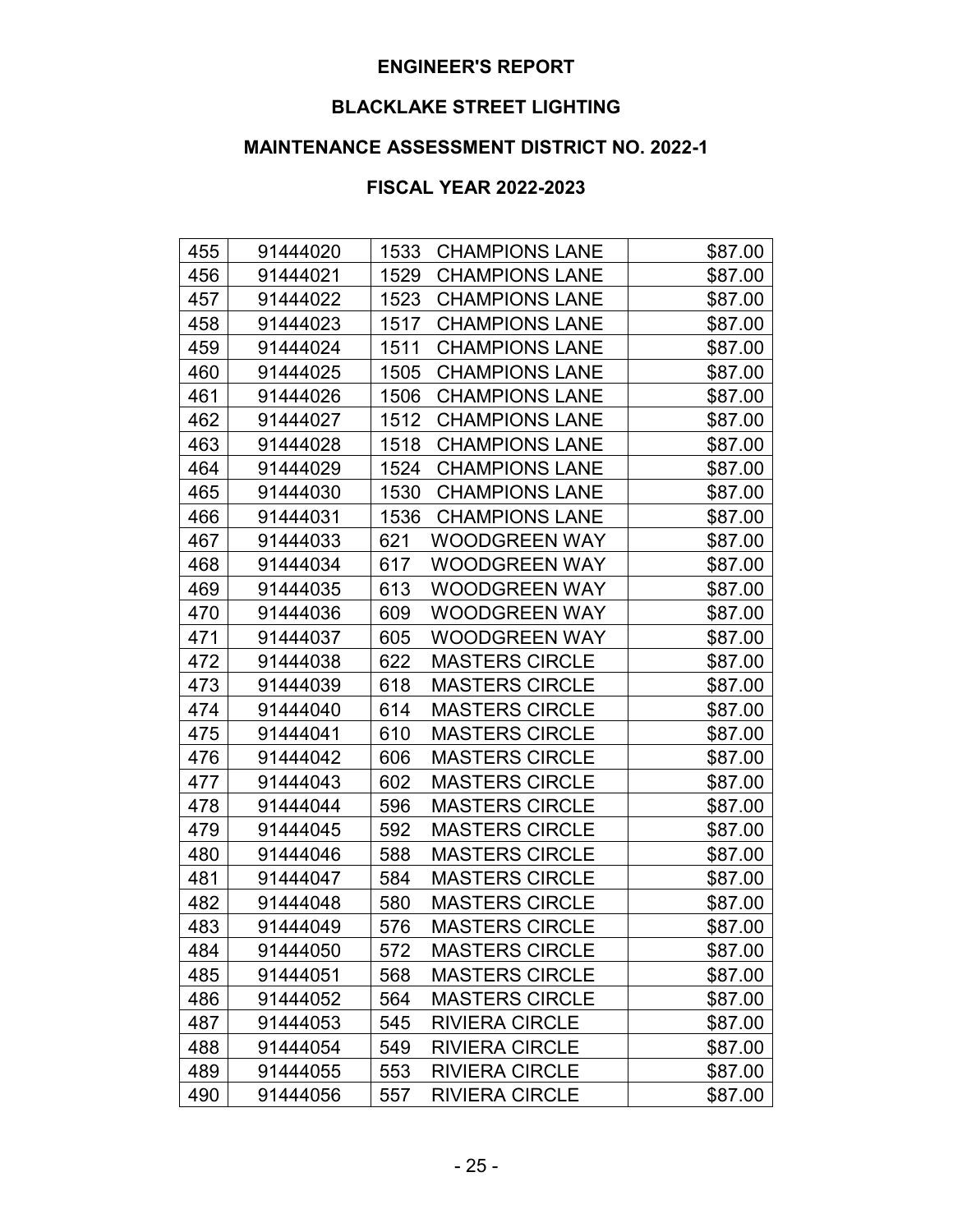**ENGINEER'S REPORT**

**BLACKLAKE STREET LIGHTING**

**MAINTENANCE ASSESSMENT DISTRICT NO. 2022-1**

**FISCAL YEAR 2022-2023**

| | | | |
|---|---|---|---|
| 455 | 91444020 | 1533 CHAMPIONS LANE | $87.00 |
| 456 | 91444021 | 1529 CHAMPIONS LANE | $87.00 |
| 457 | 91444022 | 1523 CHAMPIONS LANE | $87.00 |
| 458 | 91444023 | 1517 CHAMPIONS LANE | $87.00 |
| 459 | 91444024 | 1511 CHAMPIONS LANE | $87.00 |
| 460 | 91444025 | 1505 CHAMPIONS LANE | $87.00 |
| 461 | 91444026 | 1506 CHAMPIONS LANE | $87.00 |
| 462 | 91444027 | 1512 CHAMPIONS LANE | $87.00 |
| 463 | 91444028 | 1518 CHAMPIONS LANE | $87.00 |
| 464 | 91444029 | 1524 CHAMPIONS LANE | $87.00 |
| 465 | 91444030 | 1530 CHAMPIONS LANE | $87.00 |
| 466 | 91444031 | 1536 CHAMPIONS LANE | $87.00 |
| 467 | 91444033 | 621 WOODGREEN WAY | $87.00 |
| 468 | 91444034 | 617 WOODGREEN WAY | $87.00 |
| 469 | 91444035 | 613 WOODGREEN WAY | $87.00 |
| 470 | 91444036 | 609 WOODGREEN WAY | $87.00 |
| 471 | 91444037 | 605 WOODGREEN WAY | $87.00 |
| 472 | 91444038 | 622 MASTERS CIRCLE | $87.00 |
| 473 | 91444039 | 618 MASTERS CIRCLE | $87.00 |
| 474 | 91444040 | 614 MASTERS CIRCLE | $87.00 |
| 475 | 91444041 | 610 MASTERS CIRCLE | $87.00 |
| 476 | 91444042 | 606 MASTERS CIRCLE | $87.00 |
| 477 | 91444043 | 602 MASTERS CIRCLE | $87.00 |
| 478 | 91444044 | 596 MASTERS CIRCLE | $87.00 |
| 479 | 91444045 | 592 MASTERS CIRCLE | $87.00 |
| 480 | 91444046 | 588 MASTERS CIRCLE | $87.00 |
| 481 | 91444047 | 584 MASTERS CIRCLE | $87.00 |
| 482 | 91444048 | 580 MASTERS CIRCLE | $87.00 |
| 483 | 91444049 | 576 MASTERS CIRCLE | $87.00 |
| 484 | 91444050 | 572 MASTERS CIRCLE | $87.00 |
| 485 | 91444051 | 568 MASTERS CIRCLE | $87.00 |
| 486 | 91444052 | 564 MASTERS CIRCLE | $87.00 |
| 487 | 91444053 | 545 RIVIERA CIRCLE | $87.00 |
| 488 | 91444054 | 549 RIVIERA CIRCLE | $87.00 |
| 489 | 91444055 | 553 RIVIERA CIRCLE | $87.00 |
| 490 | 91444056 | 557 RIVIERA CIRCLE | $87.00 |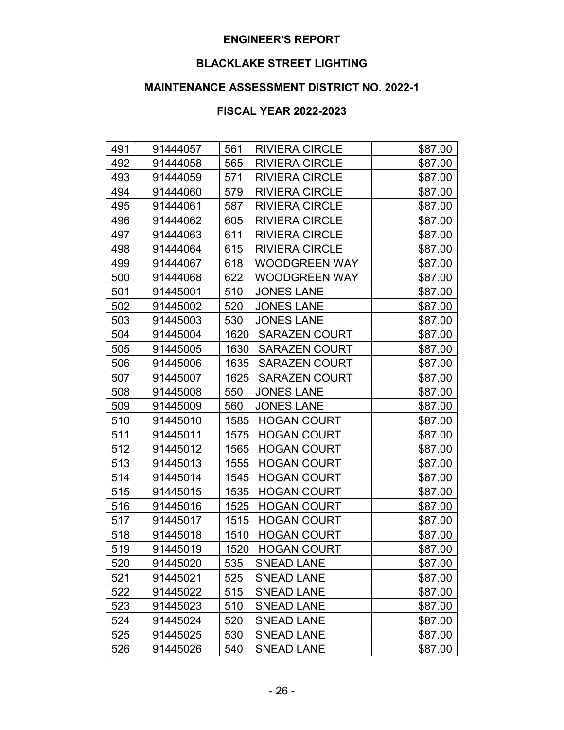# ENGINEER'S REPORT

## BLACKLAKE STREET LIGHTING

## MAINTENANCE ASSESSMENT DISTRICT NO. 2022-1

## FISCAL YEAR 2022-2023

| | | | |
|---|---|---|---|
| 491 | 91444057 | 561 RIVIERA CIRCLE | $87.00 |
| 492 | 91444058 | 565 RIVIERA CIRCLE | $87.00 |
| 493 | 91444059 | 571 RIVIERA CIRCLE | $87.00 |
| 494 | 91444060 | 579 RIVIERA CIRCLE | $87.00 |
| 495 | 91444061 | 587 RIVIERA CIRCLE | $87.00 |
| 496 | 91444062 | 605 RIVIERA CIRCLE | $87.00 |
| 497 | 91444063 | 611 RIVIERA CIRCLE | $87.00 |
| 498 | 91444064 | 615 RIVIERA CIRCLE | $87.00 |
| 499 | 91444067 | 618 WOODGREEN WAY | $87.00 |
| 500 | 91444068 | 622 WOODGREEN WAY | $87.00 |
| 501 | 91445001 | 510 JONES LANE | $87.00 |
| 502 | 91445002 | 520 JONES LANE | $87.00 |
| 503 | 91445003 | 530 JONES LANE | $87.00 |
| 504 | 91445004 | 1620 SARAZEN COURT | $87.00 |
| 505 | 91445005 | 1630 SARAZEN COURT | $87.00 |
| 506 | 91445006 | 1635 SARAZEN COURT | $87.00 |
| 507 | 91445007 | 1625 SARAZEN COURT | $87.00 |
| 508 | 91445008 | 550 JONES LANE | $87.00 |
| 509 | 91445009 | 560 JONES LANE | $87.00 |
| 510 | 91445010 | 1585 HOGAN COURT | $87.00 |
| 511 | 91445011 | 1575 HOGAN COURT | $87.00 |
| 512 | 91445012 | 1565 HOGAN COURT | $87.00 |
| 513 | 91445013 | 1555 HOGAN COURT | $87.00 |
| 514 | 91445014 | 1545 HOGAN COURT | $87.00 |
| 515 | 91445015 | 1535 HOGAN COURT | $87.00 |
| 516 | 91445016 | 1525 HOGAN COURT | $87.00 |
| 517 | 91445017 | 1515 HOGAN COURT | $87.00 |
| 518 | 91445018 | 1510 HOGAN COURT | $87.00 |
| 519 | 91445019 | 1520 HOGAN COURT | $87.00 |
| 520 | 91445020 | 535 SNEAD LANE | $87.00 |
| 521 | 91445021 | 525 SNEAD LANE | $87.00 |
| 522 | 91445022 | 515 SNEAD LANE | $87.00 |
| 523 | 91445023 | 510 SNEAD LANE | $87.00 |
| 524 | 91445024 | 520 SNEAD LANE | $87.00 |
| 525 | 91445025 | 530 SNEAD LANE | $87.00 |
| 526 | 91445026 | 540 SNEAD LANE | $87.00 |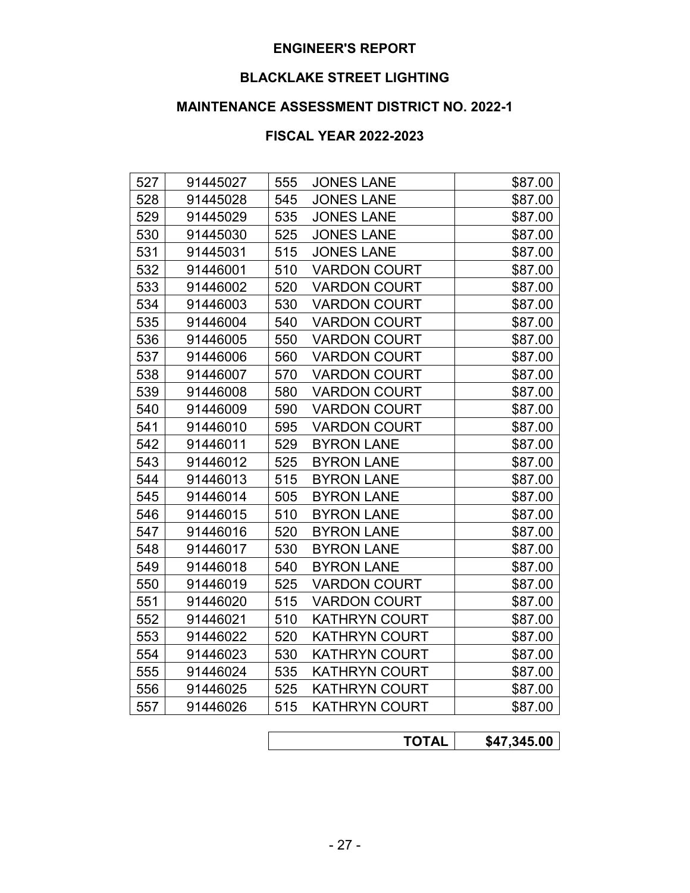**ENGINEER'S REPORT**

**BLACKLAKE STREET LIGHTING**

**MAINTENANCE ASSESSMENT DISTRICT NO. 2022-1**

**FISCAL YEAR 2022-2023**

| | | | | |
|---|---|---|---|---|
| 527 | 91445027 | 555 | JONES LANE | $87.00 |
| 528 | 91445028 | 545 | JONES LANE | $87.00 |
| 529 | 91445029 | 535 | JONES LANE | $87.00 |
| 530 | 91445030 | 525 | JONES LANE | $87.00 |
| 531 | 91445031 | 515 | JONES LANE | $87.00 |
| 532 | 91446001 | 510 | VARDON COURT | $87.00 |
| 533 | 91446002 | 520 | VARDON COURT | $87.00 |
| 534 | 91446003 | 530 | VARDON COURT | $87.00 |
| 535 | 91446004 | 540 | VARDON COURT | $87.00 |
| 536 | 91446005 | 550 | VARDON COURT | $87.00 |
| 537 | 91446006 | 560 | VARDON COURT | $87.00 |
| 538 | 91446007 | 570 | VARDON COURT | $87.00 |
| 539 | 91446008 | 580 | VARDON COURT | $87.00 |
| 540 | 91446009 | 590 | VARDON COURT | $87.00 |
| 541 | 91446010 | 595 | VARDON COURT | $87.00 |
| 542 | 91446011 | 529 | BYRON LANE | $87.00 |
| 543 | 91446012 | 525 | BYRON LANE | $87.00 |
| 544 | 91446013 | 515 | BYRON LANE | $87.00 |
| 545 | 91446014 | 505 | BYRON LANE | $87.00 |
| 546 | 91446015 | 510 | BYRON LANE | $87.00 |
| 547 | 91446016 | 520 | BYRON LANE | $87.00 |
| 548 | 91446017 | 530 | BYRON LANE | $87.00 |
| 549 | 91446018 | 540 | BYRON LANE | $87.00 |
| 550 | 91446019 | 525 | VARDON COURT | $87.00 |
| 551 | 91446020 | 515 | VARDON COURT | $87.00 |
| 552 | 91446021 | 510 | KATHRYN COURT | $87.00 |
| 553 | 91446022 | 520 | KATHRYN COURT | $87.00 |
| 554 | 91446023 | 530 | KATHRYN COURT | $87.00 |
| 555 | 91446024 | 535 | KATHRYN COURT | $87.00 |
| 556 | 91446025 | 525 | KATHRYN COURT | $87.00 |
| 557 | 91446026 | 515 | KATHRYN COURT | $87.00 |

| | |
|---|---|
| **TOTAL** | **$47,345.00** |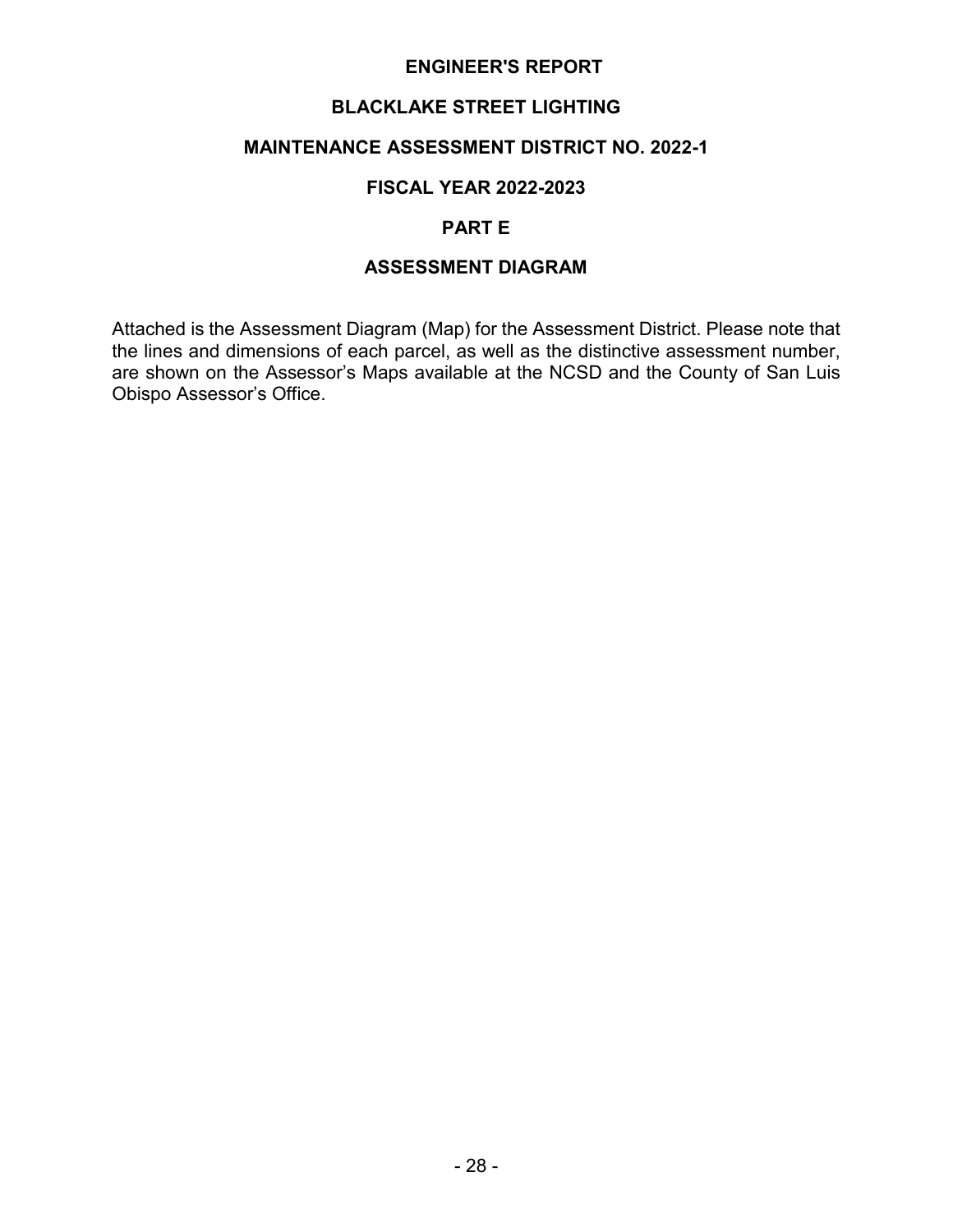# ENGINEER'S REPORT

## BLACKLAKE STREET LIGHTING

## MAINTENANCE ASSESSMENT DISTRICT NO. 2022-1

## FISCAL YEAR 2022-2023

## PART E

## ASSESSMENT DIAGRAM

Attached is the Assessment Diagram (Map) for the Assessment District. Please note that the lines and dimensions of each parcel, as well as the distinctive assessment number, are shown on the Assessor's Maps available at the NCSD and the County of San Luis Obispo Assessor's Office.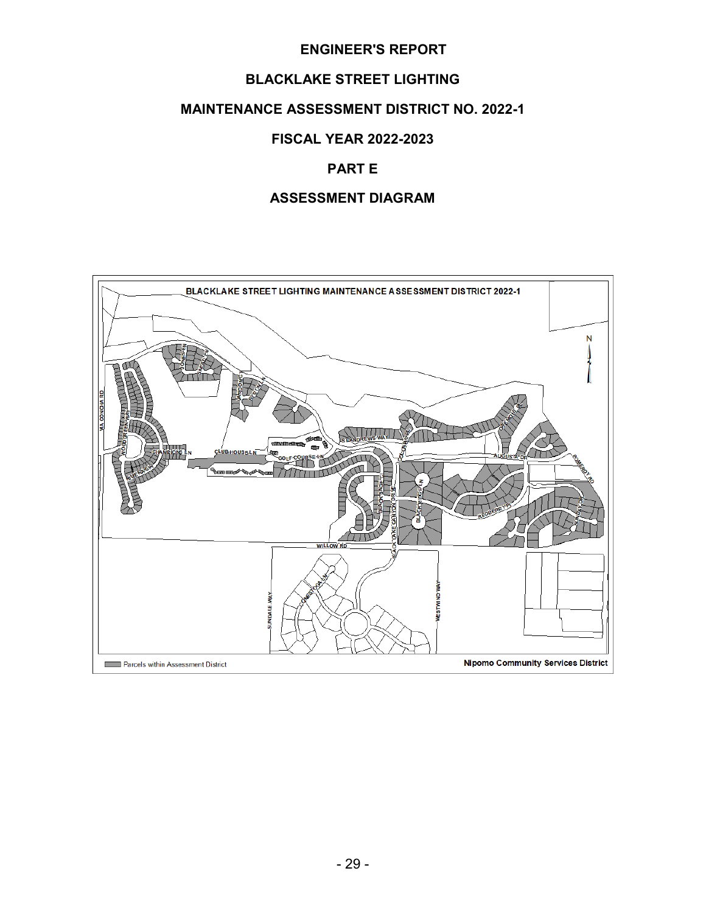# ENGINEER'S REPORT

# BLACKLAKE STREET LIGHTING

# MAINTENANCE ASSESSMENT DISTRICT NO. 2022-1

# FISCAL YEAR 2022-2023

# PART E

# ASSESSMENT DIAGRAM

BLACKLAKE STREET LIGHTING MAINTENANCE ASSESSMENT DISTRICT 2022-1

N

VA CONCHA RD

WOODGREEN WAY

CLUB HOUSE LN

GOLF COURSE LN

ST ANDREWS WAY

AUGUSTA DR

POMEROY RD

BLACKSAGE LN

BLACKLAKE CANYON DRIVE

BLACKRIDGE LN

REDBERRY PL

WILLOW RD

CONESTOGA LN

SUNDALE WAY

WESTWIND WAY

Parcels within Assessment District

Nipomo Community Services District